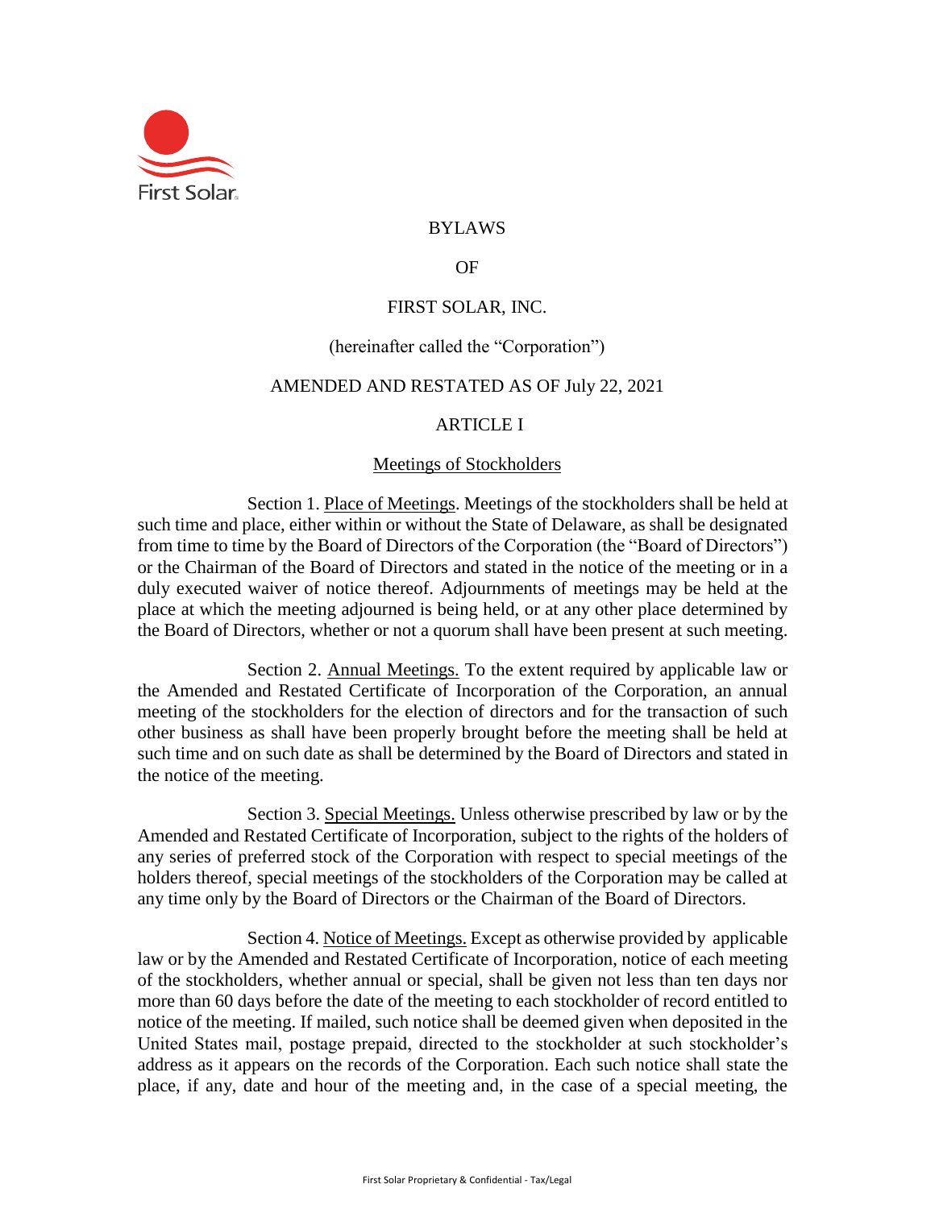# BYLAWS

# OF

# FIRST SOLAR, INC.

(hereinafter called the "Corporation")

AMENDED AND RESTATED AS OF July 22, 2021

## ARTICLE I

### Meetings of Stockholders

Section 1. Place of Meetings. Meetings of the stockholders shall be held at such time and place, either within or without the State of Delaware, as shall be designated from time to time by the Board of Directors of the Corporation (the "Board of Directors") or the Chairman of the Board of Directors and stated in the notice of the meeting or in a duly executed waiver of notice thereof. Adjournments of meetings may be held at the place at which the meeting adjourned is being held, or at any other place determined by the Board of Directors, whether or not a quorum shall have been present at such meeting.

Section 2. Annual Meetings. To the extent required by applicable law or the Amended and Restated Certificate of Incorporation of the Corporation, an annual meeting of the stockholders for the election of directors and for the transaction of such other business as shall have been properly brought before the meeting shall be held at such time and on such date as shall be determined by the Board of Directors and stated in the notice of the meeting.

Section 3. Special Meetings. Unless otherwise prescribed by law or by the Amended and Restated Certificate of Incorporation, subject to the rights of the holders of any series of preferred stock of the Corporation with respect to special meetings of the holders thereof, special meetings of the stockholders of the Corporation may be called at any time only by the Board of Directors or the Chairman of the Board of Directors.

Section 4. Notice of Meetings. Except as otherwise provided by applicable law or by the Amended and Restated Certificate of Incorporation, notice of each meeting of the stockholders, whether annual or special, shall be given not less than ten days nor more than 60 days before the date of the meeting to each stockholder of record entitled to notice of the meeting. If mailed, such notice shall be deemed given when deposited in the United States mail, postage prepaid, directed to the stockholder at such stockholder's address as it appears on the records of the Corporation. Each such notice shall state the place, if any, date and hour of the meeting and, in the case of a special meeting, the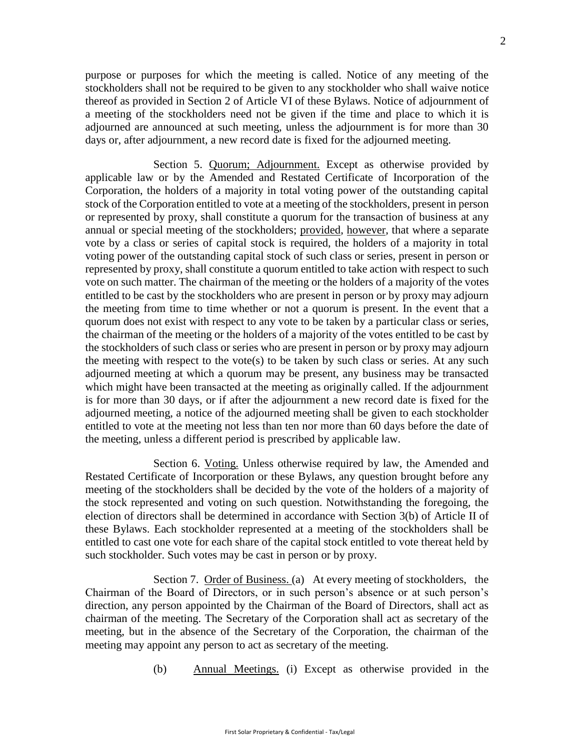purpose or purposes for which the meeting is called. Notice of any meeting of the stockholders shall not be required to be given to any stockholder who shall waive notice thereof as provided in Section 2 of Article VI of these Bylaws. Notice of adjournment of a meeting of the stockholders need not be given if the time and place to which it is adjourned are announced at such meeting, unless the adjournment is for more than 30 days or, after adjournment, a new record date is fixed for the adjourned meeting.

Section 5. Quorum; Adjournment. Except as otherwise provided by applicable law or by the Amended and Restated Certificate of Incorporation of the Corporation, the holders of a majority in total voting power of the outstanding capital stock of the Corporation entitled to vote at a meeting of the stockholders, present in person or represented by proxy, shall constitute a quorum for the transaction of business at any annual or special meeting of the stockholders; provided, however, that where a separate vote by a class or series of capital stock is required, the holders of a majority in total voting power of the outstanding capital stock of such class or series, present in person or represented by proxy, shall constitute a quorum entitled to take action with respect to such vote on such matter. The chairman of the meeting or the holders of a majority of the votes entitled to be cast by the stockholders who are present in person or by proxy may adjourn the meeting from time to time whether or not a quorum is present. In the event that a quorum does not exist with respect to any vote to be taken by a particular class or series, the chairman of the meeting or the holders of a majority of the votes entitled to be cast by the stockholders of such class or series who are present in person or by proxy may adjourn the meeting with respect to the vote(s) to be taken by such class or series. At any such adjourned meeting at which a quorum may be present, any business may be transacted which might have been transacted at the meeting as originally called. If the adjournment is for more than 30 days, or if after the adjournment a new record date is fixed for the adjourned meeting, a notice of the adjourned meeting shall be given to each stockholder entitled to vote at the meeting not less than ten nor more than 60 days before the date of the meeting, unless a different period is prescribed by applicable law.

Section 6. Voting. Unless otherwise required by law, the Amended and Restated Certificate of Incorporation or these Bylaws, any question brought before any meeting of the stockholders shall be decided by the vote of the holders of a majority of the stock represented and voting on such question. Notwithstanding the foregoing, the election of directors shall be determined in accordance with Section 3(b) of Article II of these Bylaws. Each stockholder represented at a meeting of the stockholders shall be entitled to cast one vote for each share of the capital stock entitled to vote thereat held by such stockholder. Such votes may be cast in person or by proxy.

Section 7. Order of Business. (a) At every meeting of stockholders, the Chairman of the Board of Directors, or in such person's absence or at such person's direction, any person appointed by the Chairman of the Board of Directors, shall act as chairman of the meeting. The Secretary of the Corporation shall act as secretary of the meeting, but in the absence of the Secretary of the Corporation, the chairman of the meeting may appoint any person to act as secretary of the meeting.

(b) Annual Meetings. (i) Except as otherwise provided in the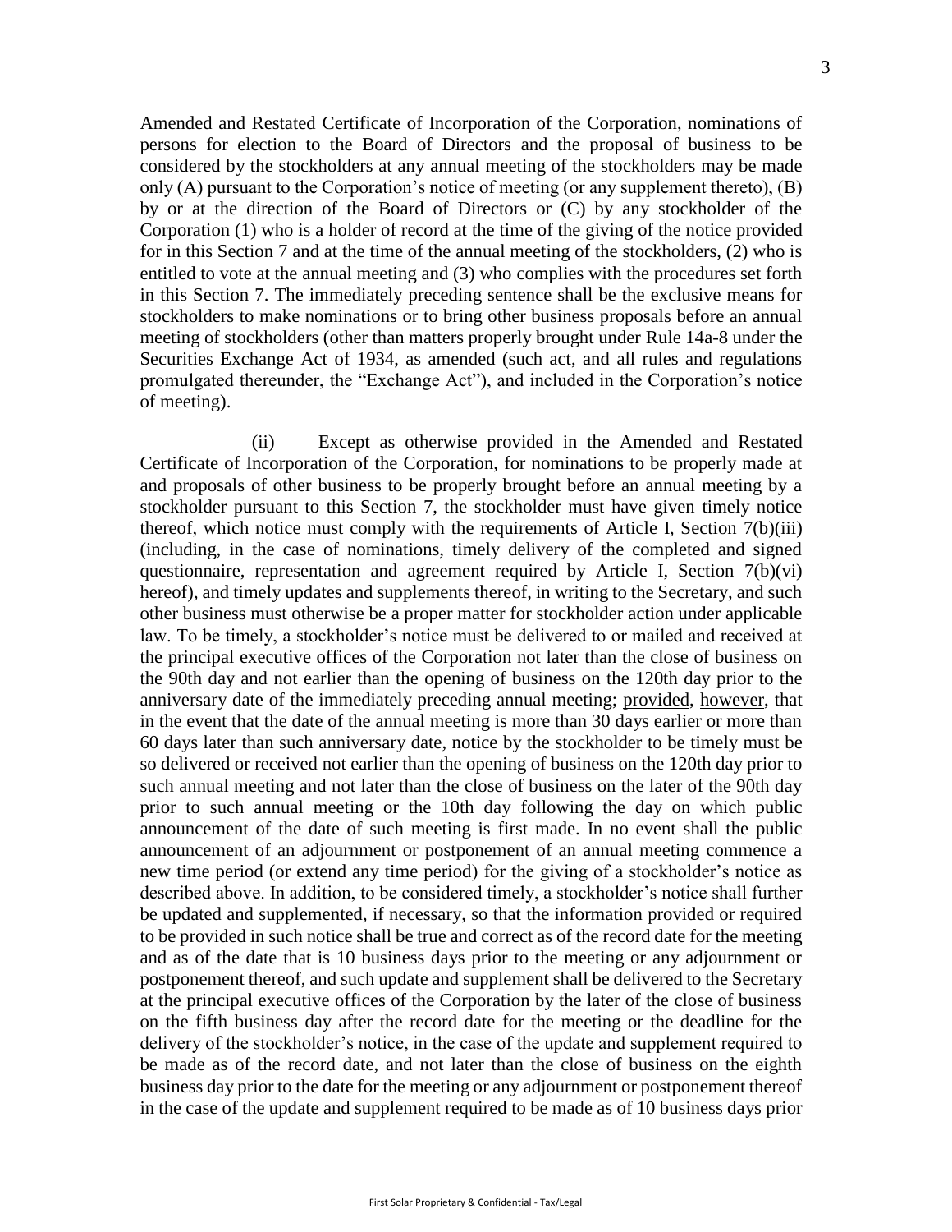Amended and Restated Certificate of Incorporation of the Corporation, nominations of persons for election to the Board of Directors and the proposal of business to be considered by the stockholders at any annual meeting of the stockholders may be made only (A) pursuant to the Corporation's notice of meeting (or any supplement thereto), (B) by or at the direction of the Board of Directors or (C) by any stockholder of the Corporation (1) who is a holder of record at the time of the giving of the notice provided for in this Section 7 and at the time of the annual meeting of the stockholders, (2) who is entitled to vote at the annual meeting and (3) who complies with the procedures set forth in this Section 7. The immediately preceding sentence shall be the exclusive means for stockholders to make nominations or to bring other business proposals before an annual meeting of stockholders (other than matters properly brought under Rule 14a-8 under the Securities Exchange Act of 1934, as amended (such act, and all rules and regulations promulgated thereunder, the "Exchange Act"), and included in the Corporation's notice of meeting).

(ii) Except as otherwise provided in the Amended and Restated Certificate of Incorporation of the Corporation, for nominations to be properly made at and proposals of other business to be properly brought before an annual meeting by a stockholder pursuant to this Section 7, the stockholder must have given timely notice thereof, which notice must comply with the requirements of Article I, Section 7(b)(iii) (including, in the case of nominations, timely delivery of the completed and signed questionnaire, representation and agreement required by Article I, Section 7(b)(vi) hereof), and timely updates and supplements thereof, in writing to the Secretary, and such other business must otherwise be a proper matter for stockholder action under applicable law. To be timely, a stockholder's notice must be delivered to or mailed and received at the principal executive offices of the Corporation not later than the close of business on the 90th day and not earlier than the opening of business on the 120th day prior to the anniversary date of the immediately preceding annual meeting; provided, however, that in the event that the date of the annual meeting is more than 30 days earlier or more than 60 days later than such anniversary date, notice by the stockholder to be timely must be so delivered or received not earlier than the opening of business on the 120th day prior to such annual meeting and not later than the close of business on the later of the 90th day prior to such annual meeting or the 10th day following the day on which public announcement of the date of such meeting is first made. In no event shall the public announcement of an adjournment or postponement of an annual meeting commence a new time period (or extend any time period) for the giving of a stockholder's notice as described above. In addition, to be considered timely, a stockholder's notice shall further be updated and supplemented, if necessary, so that the information provided or required to be provided in such notice shall be true and correct as of the record date for the meeting and as of the date that is 10 business days prior to the meeting or any adjournment or postponement thereof, and such update and supplement shall be delivered to the Secretary at the principal executive offices of the Corporation by the later of the close of business on the fifth business day after the record date for the meeting or the deadline for the delivery of the stockholder's notice, in the case of the update and supplement required to be made as of the record date, and not later than the close of business on the eighth business day prior to the date for the meeting or any adjournment or postponement thereof in the case of the update and supplement required to be made as of 10 business days prior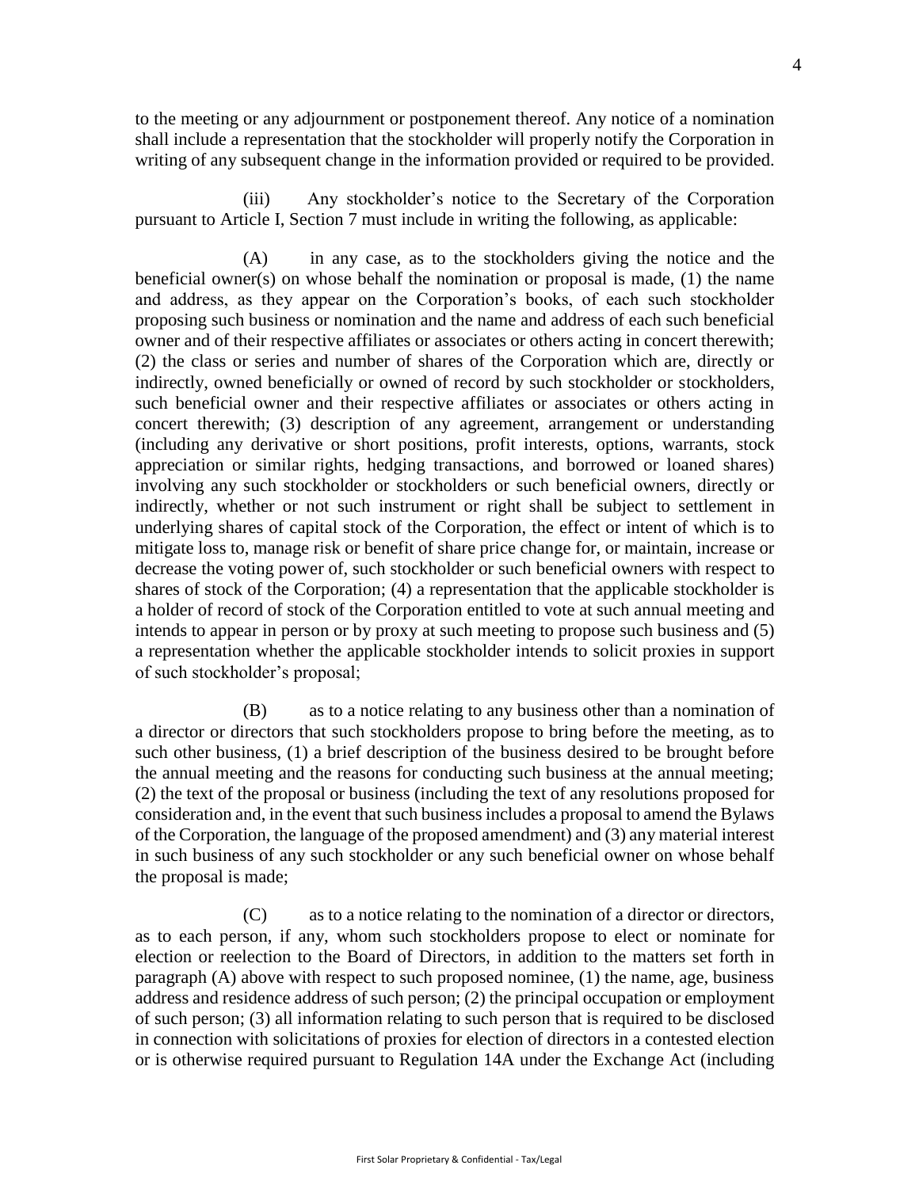to the meeting or any adjournment or postponement thereof. Any notice of a nomination shall include a representation that the stockholder will properly notify the Corporation in writing of any subsequent change in the information provided or required to be provided.

(iii) Any stockholder's notice to the Secretary of the Corporation pursuant to Article I, Section 7 must include in writing the following, as applicable:

(A) in any case, as to the stockholders giving the notice and the beneficial owner(s) on whose behalf the nomination or proposal is made, (1) the name and address, as they appear on the Corporation's books, of each such stockholder proposing such business or nomination and the name and address of each such beneficial owner and of their respective affiliates or associates or others acting in concert therewith; (2) the class or series and number of shares of the Corporation which are, directly or indirectly, owned beneficially or owned of record by such stockholder or stockholders, such beneficial owner and their respective affiliates or associates or others acting in concert therewith; (3) description of any agreement, arrangement or understanding (including any derivative or short positions, profit interests, options, warrants, stock appreciation or similar rights, hedging transactions, and borrowed or loaned shares) involving any such stockholder or stockholders or such beneficial owners, directly or indirectly, whether or not such instrument or right shall be subject to settlement in underlying shares of capital stock of the Corporation, the effect or intent of which is to mitigate loss to, manage risk or benefit of share price change for, or maintain, increase or decrease the voting power of, such stockholder or such beneficial owners with respect to shares of stock of the Corporation; (4) a representation that the applicable stockholder is a holder of record of stock of the Corporation entitled to vote at such annual meeting and intends to appear in person or by proxy at such meeting to propose such business and (5) a representation whether the applicable stockholder intends to solicit proxies in support of such stockholder's proposal;

(B) as to a notice relating to any business other than a nomination of a director or directors that such stockholders propose to bring before the meeting, as to such other business, (1) a brief description of the business desired to be brought before the annual meeting and the reasons for conducting such business at the annual meeting; (2) the text of the proposal or business (including the text of any resolutions proposed for consideration and, in the event that such business includes a proposal to amend the Bylaws of the Corporation, the language of the proposed amendment) and (3) any material interest in such business of any such stockholder or any such beneficial owner on whose behalf the proposal is made;

(C) as to a notice relating to the nomination of a director or directors, as to each person, if any, whom such stockholders propose to elect or nominate for election or reelection to the Board of Directors, in addition to the matters set forth in paragraph (A) above with respect to such proposed nominee, (1) the name, age, business address and residence address of such person; (2) the principal occupation or employment of such person; (3) all information relating to such person that is required to be disclosed in connection with solicitations of proxies for election of directors in a contested election or is otherwise required pursuant to Regulation 14A under the Exchange Act (including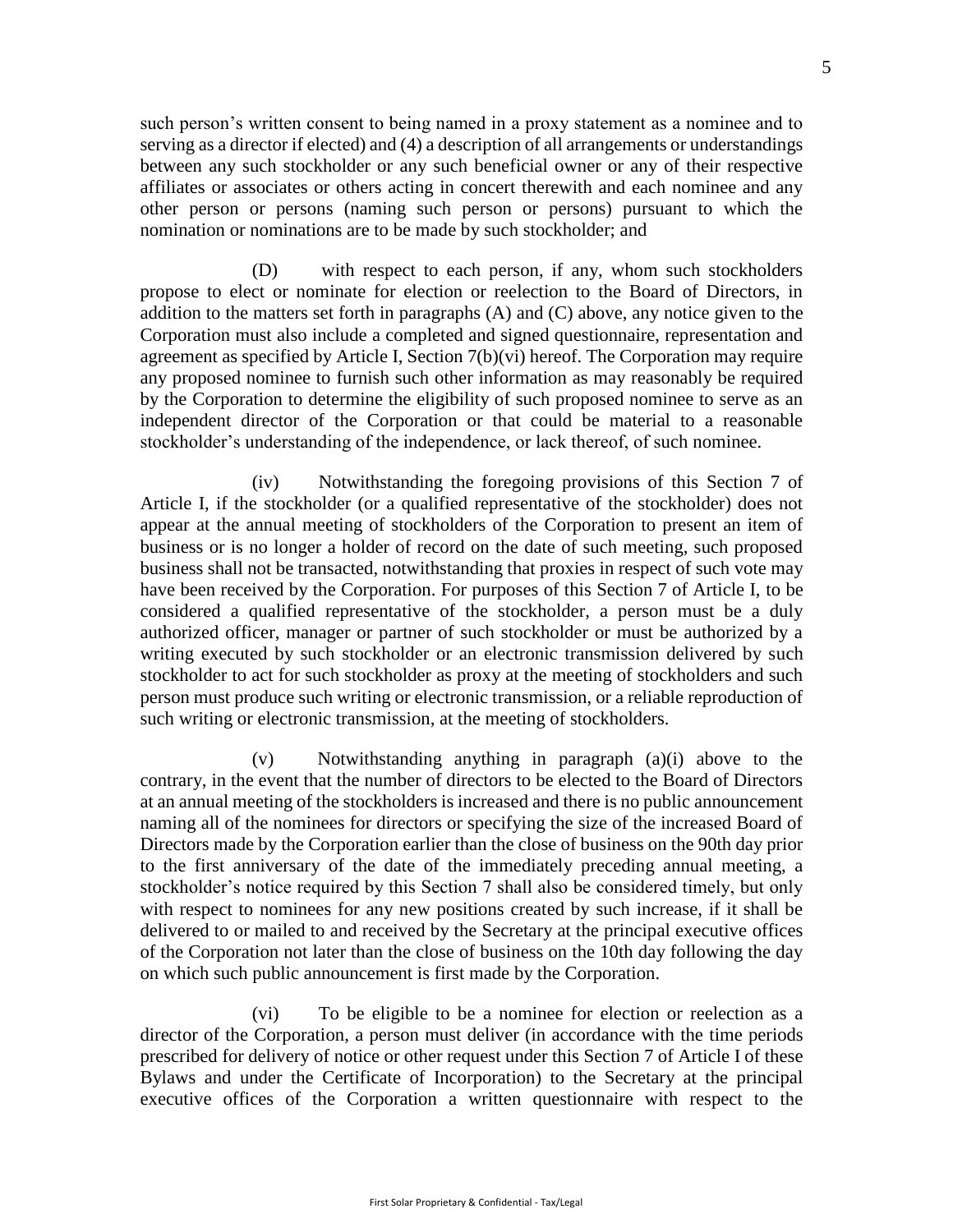such person's written consent to being named in a proxy statement as a nominee and to serving as a director if elected) and (4) a description of all arrangements or understandings between any such stockholder or any such beneficial owner or any of their respective affiliates or associates or others acting in concert therewith and each nominee and any other person or persons (naming such person or persons) pursuant to which the nomination or nominations are to be made by such stockholder; and

(D) with respect to each person, if any, whom such stockholders propose to elect or nominate for election or reelection to the Board of Directors, in addition to the matters set forth in paragraphs (A) and (C) above, any notice given to the Corporation must also include a completed and signed questionnaire, representation and agreement as specified by Article I, Section 7(b)(vi) hereof. The Corporation may require any proposed nominee to furnish such other information as may reasonably be required by the Corporation to determine the eligibility of such proposed nominee to serve as an independent director of the Corporation or that could be material to a reasonable stockholder's understanding of the independence, or lack thereof, of such nominee.

(iv) Notwithstanding the foregoing provisions of this Section 7 of Article I, if the stockholder (or a qualified representative of the stockholder) does not appear at the annual meeting of stockholders of the Corporation to present an item of business or is no longer a holder of record on the date of such meeting, such proposed business shall not be transacted, notwithstanding that proxies in respect of such vote may have been received by the Corporation. For purposes of this Section 7 of Article I, to be considered a qualified representative of the stockholder, a person must be a duly authorized officer, manager or partner of such stockholder or must be authorized by a writing executed by such stockholder or an electronic transmission delivered by such stockholder to act for such stockholder as proxy at the meeting of stockholders and such person must produce such writing or electronic transmission, or a reliable reproduction of such writing or electronic transmission, at the meeting of stockholders.

(v) Notwithstanding anything in paragraph (a)(i) above to the contrary, in the event that the number of directors to be elected to the Board of Directors at an annual meeting of the stockholders is increased and there is no public announcement naming all of the nominees for directors or specifying the size of the increased Board of Directors made by the Corporation earlier than the close of business on the 90th day prior to the first anniversary of the date of the immediately preceding annual meeting, a stockholder's notice required by this Section 7 shall also be considered timely, but only with respect to nominees for any new positions created by such increase, if it shall be delivered to or mailed to and received by the Secretary at the principal executive offices of the Corporation not later than the close of business on the 10th day following the day on which such public announcement is first made by the Corporation.

(vi) To be eligible to be a nominee for election or reelection as a director of the Corporation, a person must deliver (in accordance with the time periods prescribed for delivery of notice or other request under this Section 7 of Article I of these Bylaws and under the Certificate of Incorporation) to the Secretary at the principal executive offices of the Corporation a written questionnaire with respect to the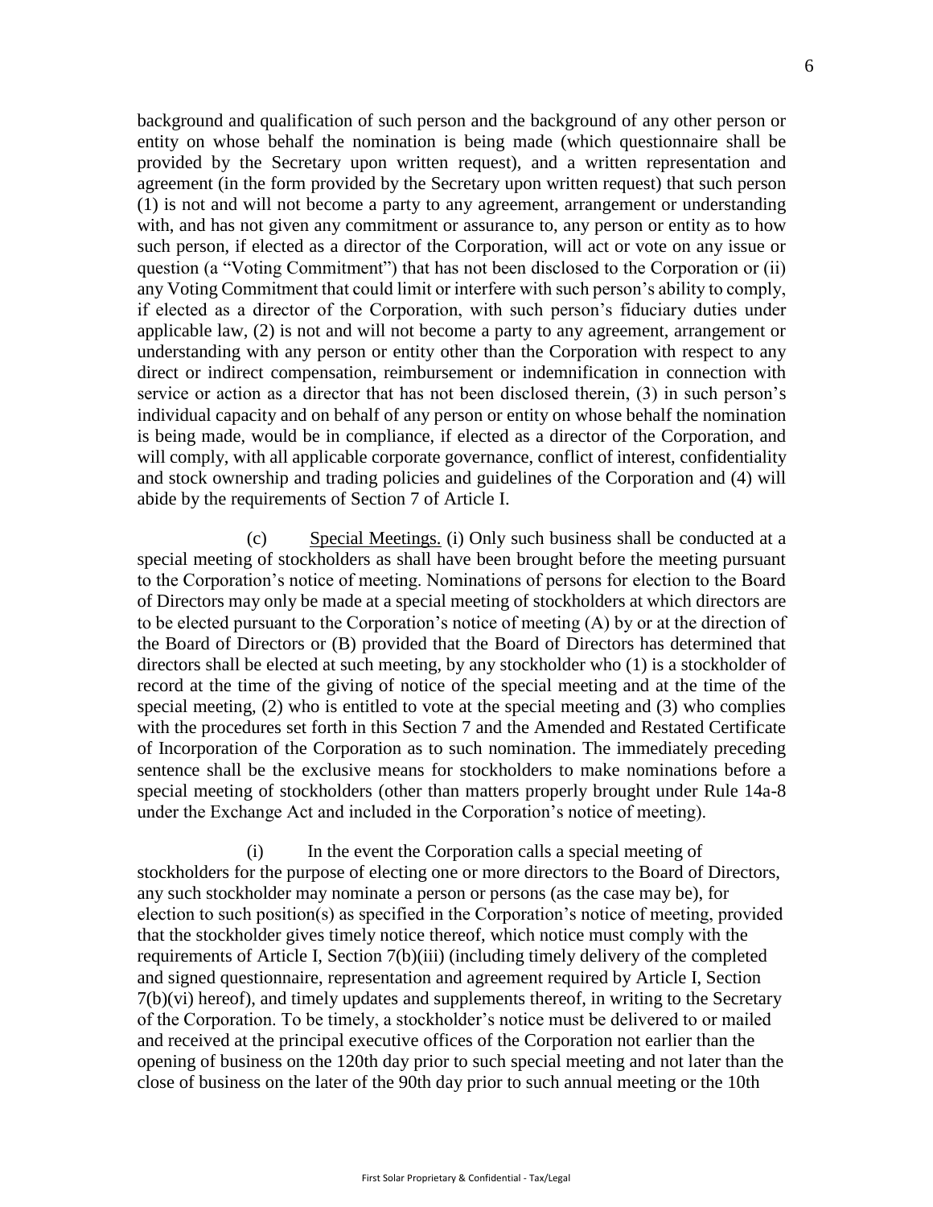background and qualification of such person and the background of any other person or entity on whose behalf the nomination is being made (which questionnaire shall be provided by the Secretary upon written request), and a written representation and agreement (in the form provided by the Secretary upon written request) that such person (1) is not and will not become a party to any agreement, arrangement or understanding with, and has not given any commitment or assurance to, any person or entity as to how such person, if elected as a director of the Corporation, will act or vote on any issue or question (a "Voting Commitment") that has not been disclosed to the Corporation or (ii) any Voting Commitment that could limit or interfere with such person's ability to comply, if elected as a director of the Corporation, with such person's fiduciary duties under applicable law, (2) is not and will not become a party to any agreement, arrangement or understanding with any person or entity other than the Corporation with respect to any direct or indirect compensation, reimbursement or indemnification in connection with service or action as a director that has not been disclosed therein, (3) in such person's individual capacity and on behalf of any person or entity on whose behalf the nomination is being made, would be in compliance, if elected as a director of the Corporation, and will comply, with all applicable corporate governance, conflict of interest, confidentiality and stock ownership and trading policies and guidelines of the Corporation and (4) will abide by the requirements of Section 7 of Article I.

(c) Special Meetings. (i) Only such business shall be conducted at a special meeting of stockholders as shall have been brought before the meeting pursuant to the Corporation's notice of meeting. Nominations of persons for election to the Board of Directors may only be made at a special meeting of stockholders at which directors are to be elected pursuant to the Corporation's notice of meeting (A) by or at the direction of the Board of Directors or (B) provided that the Board of Directors has determined that directors shall be elected at such meeting, by any stockholder who (1) is a stockholder of record at the time of the giving of notice of the special meeting and at the time of the special meeting, (2) who is entitled to vote at the special meeting and (3) who complies with the procedures set forth in this Section 7 and the Amended and Restated Certificate of Incorporation of the Corporation as to such nomination. The immediately preceding sentence shall be the exclusive means for stockholders to make nominations before a special meeting of stockholders (other than matters properly brought under Rule 14a-8 under the Exchange Act and included in the Corporation's notice of meeting).

(i) In the event the Corporation calls a special meeting of stockholders for the purpose of electing one or more directors to the Board of Directors, any such stockholder may nominate a person or persons (as the case may be), for election to such position(s) as specified in the Corporation's notice of meeting, provided that the stockholder gives timely notice thereof, which notice must comply with the requirements of Article I, Section 7(b)(iii) (including timely delivery of the completed and signed questionnaire, representation and agreement required by Article I, Section 7(b)(vi) hereof), and timely updates and supplements thereof, in writing to the Secretary of the Corporation. To be timely, a stockholder's notice must be delivered to or mailed and received at the principal executive offices of the Corporation not earlier than the opening of business on the 120th day prior to such special meeting and not later than the close of business on the later of the 90th day prior to such annual meeting or the 10th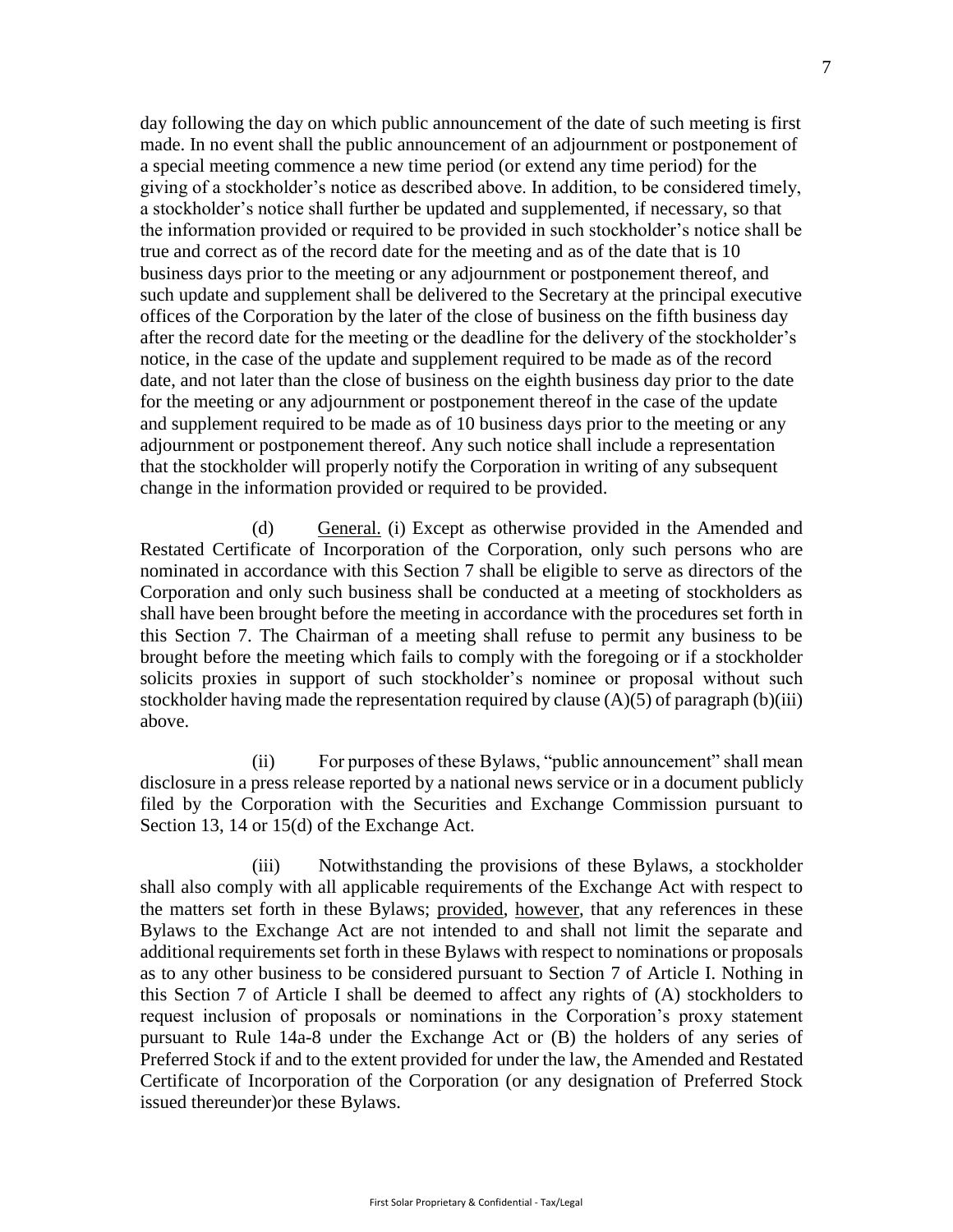day following the day on which public announcement of the date of such meeting is first made. In no event shall the public announcement of an adjournment or postponement of a special meeting commence a new time period (or extend any time period) for the giving of a stockholder's notice as described above. In addition, to be considered timely, a stockholder's notice shall further be updated and supplemented, if necessary, so that the information provided or required to be provided in such stockholder's notice shall be true and correct as of the record date for the meeting and as of the date that is 10 business days prior to the meeting or any adjournment or postponement thereof, and such update and supplement shall be delivered to the Secretary at the principal executive offices of the Corporation by the later of the close of business on the fifth business day after the record date for the meeting or the deadline for the delivery of the stockholder's notice, in the case of the update and supplement required to be made as of the record date, and not later than the close of business on the eighth business day prior to the date for the meeting or any adjournment or postponement thereof in the case of the update and supplement required to be made as of 10 business days prior to the meeting or any adjournment or postponement thereof. Any such notice shall include a representation that the stockholder will properly notify the Corporation in writing of any subsequent change in the information provided or required to be provided.

(d) General. (i) Except as otherwise provided in the Amended and Restated Certificate of Incorporation of the Corporation, only such persons who are nominated in accordance with this Section 7 shall be eligible to serve as directors of the Corporation and only such business shall be conducted at a meeting of stockholders as shall have been brought before the meeting in accordance with the procedures set forth in this Section 7. The Chairman of a meeting shall refuse to permit any business to be brought before the meeting which fails to comply with the foregoing or if a stockholder solicits proxies in support of such stockholder's nominee or proposal without such stockholder having made the representation required by clause (A)(5) of paragraph (b)(iii) above.

(ii) For purposes of these Bylaws, "public announcement" shall mean disclosure in a press release reported by a national news service or in a document publicly filed by the Corporation with the Securities and Exchange Commission pursuant to Section 13, 14 or 15(d) of the Exchange Act.

(iii) Notwithstanding the provisions of these Bylaws, a stockholder shall also comply with all applicable requirements of the Exchange Act with respect to the matters set forth in these Bylaws; provided, however, that any references in these Bylaws to the Exchange Act are not intended to and shall not limit the separate and additional requirements set forth in these Bylaws with respect to nominations or proposals as to any other business to be considered pursuant to Section 7 of Article I. Nothing in this Section 7 of Article I shall be deemed to affect any rights of (A) stockholders to request inclusion of proposals or nominations in the Corporation's proxy statement pursuant to Rule 14a-8 under the Exchange Act or (B) the holders of any series of Preferred Stock if and to the extent provided for under the law, the Amended and Restated Certificate of Incorporation of the Corporation (or any designation of Preferred Stock issued thereunder)or these Bylaws.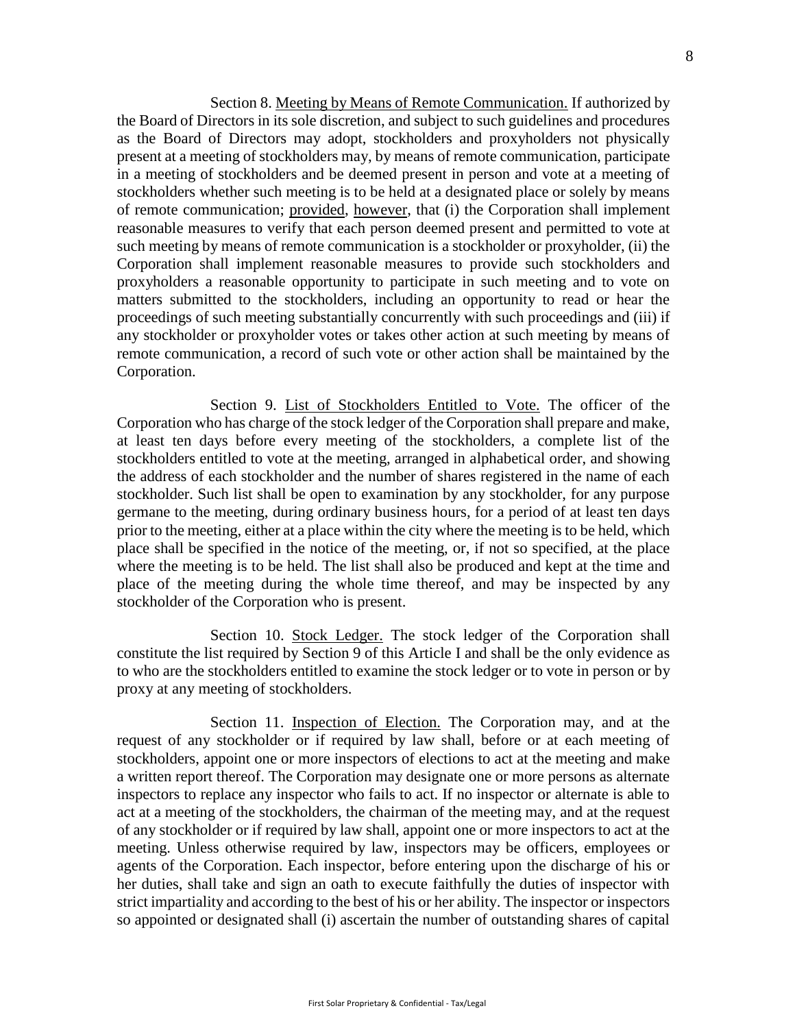Section 8. Meeting by Means of Remote Communication. If authorized by the Board of Directors in its sole discretion, and subject to such guidelines and procedures as the Board of Directors may adopt, stockholders and proxyholders not physically present at a meeting of stockholders may, by means of remote communication, participate in a meeting of stockholders and be deemed present in person and vote at a meeting of stockholders whether such meeting is to be held at a designated place or solely by means of remote communication; provided, however, that (i) the Corporation shall implement reasonable measures to verify that each person deemed present and permitted to vote at such meeting by means of remote communication is a stockholder or proxyholder, (ii) the Corporation shall implement reasonable measures to provide such stockholders and proxyholders a reasonable opportunity to participate in such meeting and to vote on matters submitted to the stockholders, including an opportunity to read or hear the proceedings of such meeting substantially concurrently with such proceedings and (iii) if any stockholder or proxyholder votes or takes other action at such meeting by means of remote communication, a record of such vote or other action shall be maintained by the Corporation.

Section 9. List of Stockholders Entitled to Vote. The officer of the Corporation who has charge of the stock ledger of the Corporation shall prepare and make, at least ten days before every meeting of the stockholders, a complete list of the stockholders entitled to vote at the meeting, arranged in alphabetical order, and showing the address of each stockholder and the number of shares registered in the name of each stockholder. Such list shall be open to examination by any stockholder, for any purpose germane to the meeting, during ordinary business hours, for a period of at least ten days prior to the meeting, either at a place within the city where the meeting is to be held, which place shall be specified in the notice of the meeting, or, if not so specified, at the place where the meeting is to be held. The list shall also be produced and kept at the time and place of the meeting during the whole time thereof, and may be inspected by any stockholder of the Corporation who is present.

Section 10. Stock Ledger. The stock ledger of the Corporation shall constitute the list required by Section 9 of this Article I and shall be the only evidence as to who are the stockholders entitled to examine the stock ledger or to vote in person or by proxy at any meeting of stockholders.

Section 11. Inspection of Election. The Corporation may, and at the request of any stockholder or if required by law shall, before or at each meeting of stockholders, appoint one or more inspectors of elections to act at the meeting and make a written report thereof. The Corporation may designate one or more persons as alternate inspectors to replace any inspector who fails to act. If no inspector or alternate is able to act at a meeting of the stockholders, the chairman of the meeting may, and at the request of any stockholder or if required by law shall, appoint one or more inspectors to act at the meeting. Unless otherwise required by law, inspectors may be officers, employees or agents of the Corporation. Each inspector, before entering upon the discharge of his or her duties, shall take and sign an oath to execute faithfully the duties of inspector with strict impartiality and according to the best of his or her ability. The inspector or inspectors so appointed or designated shall (i) ascertain the number of outstanding shares of capital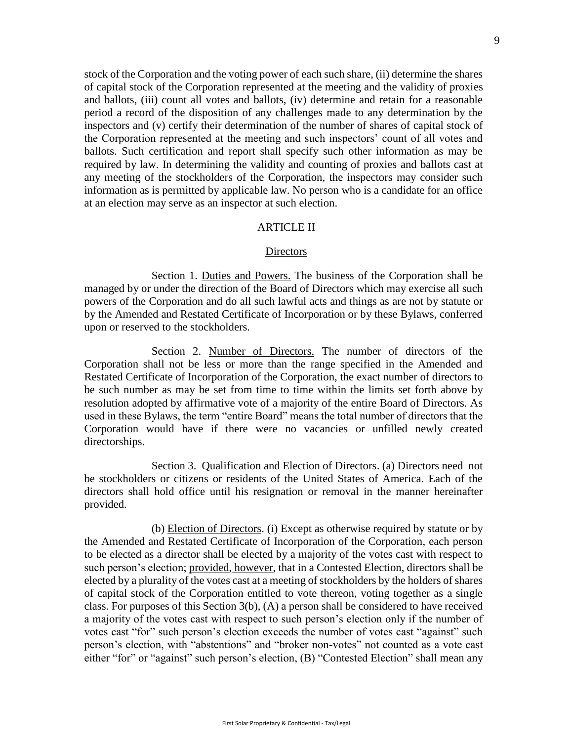stock of the Corporation and the voting power of each such share, (ii) determine the shares of capital stock of the Corporation represented at the meeting and the validity of proxies and ballots, (iii) count all votes and ballots, (iv) determine and retain for a reasonable period a record of the disposition of any challenges made to any determination by the inspectors and (v) certify their determination of the number of shares of capital stock of the Corporation represented at the meeting and such inspectors' count of all votes and ballots. Such certification and report shall specify such other information as may be required by law. In determining the validity and counting of proxies and ballots cast at any meeting of the stockholders of the Corporation, the inspectors may consider such information as is permitted by applicable law. No person who is a candidate for an office at an election may serve as an inspector at such election.

## ARTICLE II

## Directors

Section 1. Duties and Powers. The business of the Corporation shall be managed by or under the direction of the Board of Directors which may exercise all such powers of the Corporation and do all such lawful acts and things as are not by statute or by the Amended and Restated Certificate of Incorporation or by these Bylaws, conferred upon or reserved to the stockholders.

Section 2. Number of Directors. The number of directors of the Corporation shall not be less or more than the range specified in the Amended and Restated Certificate of Incorporation of the Corporation, the exact number of directors to be such number as may be set from time to time within the limits set forth above by resolution adopted by affirmative vote of a majority of the entire Board of Directors. As used in these Bylaws, the term "entire Board" means the total number of directors that the Corporation would have if there were no vacancies or unfilled newly created directorships.

Section 3. Qualification and Election of Directors. (a) Directors need not be stockholders or citizens or residents of the United States of America. Each of the directors shall hold office until his resignation or removal in the manner hereinafter provided.

(b) Election of Directors. (i) Except as otherwise required by statute or by the Amended and Restated Certificate of Incorporation of the Corporation, each person to be elected as a director shall be elected by a majority of the votes cast with respect to such person's election; provided, however, that in a Contested Election, directors shall be elected by a plurality of the votes cast at a meeting of stockholders by the holders of shares of capital stock of the Corporation entitled to vote thereon, voting together as a single class. For purposes of this Section 3(b), (A) a person shall be considered to have received a majority of the votes cast with respect to such person's election only if the number of votes cast "for" such person's election exceeds the number of votes cast "against" such person's election, with "abstentions" and "broker non-votes" not counted as a vote cast either "for" or "against" such person's election, (B) "Contested Election" shall mean any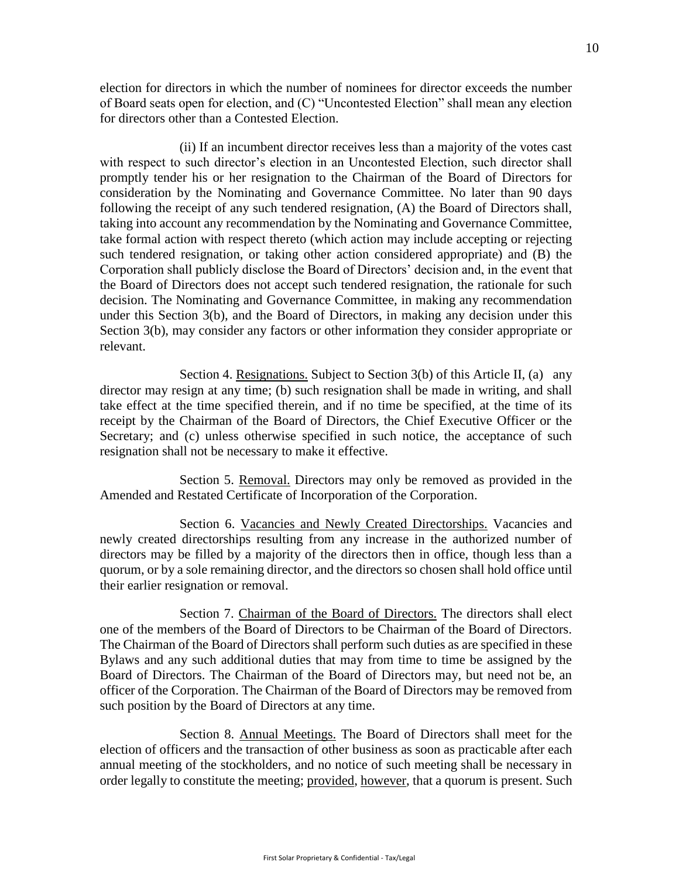election for directors in which the number of nominees for director exceeds the number of Board seats open for election, and (C) "Uncontested Election" shall mean any election for directors other than a Contested Election.

(ii) If an incumbent director receives less than a majority of the votes cast with respect to such director's election in an Uncontested Election, such director shall promptly tender his or her resignation to the Chairman of the Board of Directors for consideration by the Nominating and Governance Committee. No later than 90 days following the receipt of any such tendered resignation, (A) the Board of Directors shall, taking into account any recommendation by the Nominating and Governance Committee, take formal action with respect thereto (which action may include accepting or rejecting such tendered resignation, or taking other action considered appropriate) and (B) the Corporation shall publicly disclose the Board of Directors' decision and, in the event that the Board of Directors does not accept such tendered resignation, the rationale for such decision. The Nominating and Governance Committee, in making any recommendation under this Section 3(b), and the Board of Directors, in making any decision under this Section 3(b), may consider any factors or other information they consider appropriate or relevant.

Section 4. Resignations. Subject to Section 3(b) of this Article II, (a) any director may resign at any time; (b) such resignation shall be made in writing, and shall take effect at the time specified therein, and if no time be specified, at the time of its receipt by the Chairman of the Board of Directors, the Chief Executive Officer or the Secretary; and (c) unless otherwise specified in such notice, the acceptance of such resignation shall not be necessary to make it effective.

Section 5. Removal. Directors may only be removed as provided in the Amended and Restated Certificate of Incorporation of the Corporation.

Section 6. Vacancies and Newly Created Directorships. Vacancies and newly created directorships resulting from any increase in the authorized number of directors may be filled by a majority of the directors then in office, though less than a quorum, or by a sole remaining director, and the directors so chosen shall hold office until their earlier resignation or removal.

Section 7. Chairman of the Board of Directors. The directors shall elect one of the members of the Board of Directors to be Chairman of the Board of Directors. The Chairman of the Board of Directors shall perform such duties as are specified in these Bylaws and any such additional duties that may from time to time be assigned by the Board of Directors. The Chairman of the Board of Directors may, but need not be, an officer of the Corporation. The Chairman of the Board of Directors may be removed from such position by the Board of Directors at any time.

Section 8. Annual Meetings. The Board of Directors shall meet for the election of officers and the transaction of other business as soon as practicable after each annual meeting of the stockholders, and no notice of such meeting shall be necessary in order legally to constitute the meeting; provided, however, that a quorum is present. Such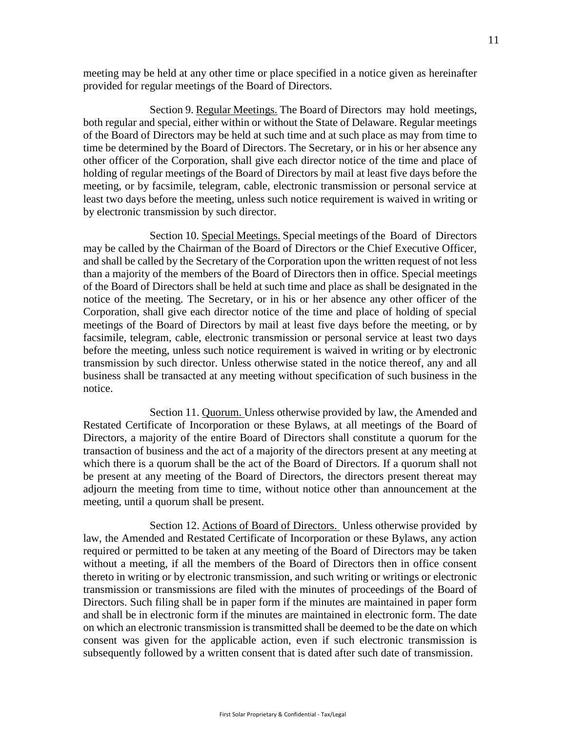meeting may be held at any other time or place specified in a notice given as hereinafter provided for regular meetings of the Board of Directors.

Section 9. Regular Meetings. The Board of Directors may hold meetings, both regular and special, either within or without the State of Delaware. Regular meetings of the Board of Directors may be held at such time and at such place as may from time to time be determined by the Board of Directors. The Secretary, or in his or her absence any other officer of the Corporation, shall give each director notice of the time and place of holding of regular meetings of the Board of Directors by mail at least five days before the meeting, or by facsimile, telegram, cable, electronic transmission or personal service at least two days before the meeting, unless such notice requirement is waived in writing or by electronic transmission by such director.

Section 10. Special Meetings. Special meetings of the Board of Directors may be called by the Chairman of the Board of Directors or the Chief Executive Officer, and shall be called by the Secretary of the Corporation upon the written request of not less than a majority of the members of the Board of Directors then in office. Special meetings of the Board of Directors shall be held at such time and place as shall be designated in the notice of the meeting. The Secretary, or in his or her absence any other officer of the Corporation, shall give each director notice of the time and place of holding of special meetings of the Board of Directors by mail at least five days before the meeting, or by facsimile, telegram, cable, electronic transmission or personal service at least two days before the meeting, unless such notice requirement is waived in writing or by electronic transmission by such director. Unless otherwise stated in the notice thereof, any and all business shall be transacted at any meeting without specification of such business in the notice.

Section 11. Quorum. Unless otherwise provided by law, the Amended and Restated Certificate of Incorporation or these Bylaws, at all meetings of the Board of Directors, a majority of the entire Board of Directors shall constitute a quorum for the transaction of business and the act of a majority of the directors present at any meeting at which there is a quorum shall be the act of the Board of Directors. If a quorum shall not be present at any meeting of the Board of Directors, the directors present thereat may adjourn the meeting from time to time, without notice other than announcement at the meeting, until a quorum shall be present.

Section 12. Actions of Board of Directors. Unless otherwise provided by law, the Amended and Restated Certificate of Incorporation or these Bylaws, any action required or permitted to be taken at any meeting of the Board of Directors may be taken without a meeting, if all the members of the Board of Directors then in office consent thereto in writing or by electronic transmission, and such writing or writings or electronic transmission or transmissions are filed with the minutes of proceedings of the Board of Directors. Such filing shall be in paper form if the minutes are maintained in paper form and shall be in electronic form if the minutes are maintained in electronic form. The date on which an electronic transmission is transmitted shall be deemed to be the date on which consent was given for the applicable action, even if such electronic transmission is subsequently followed by a written consent that is dated after such date of transmission.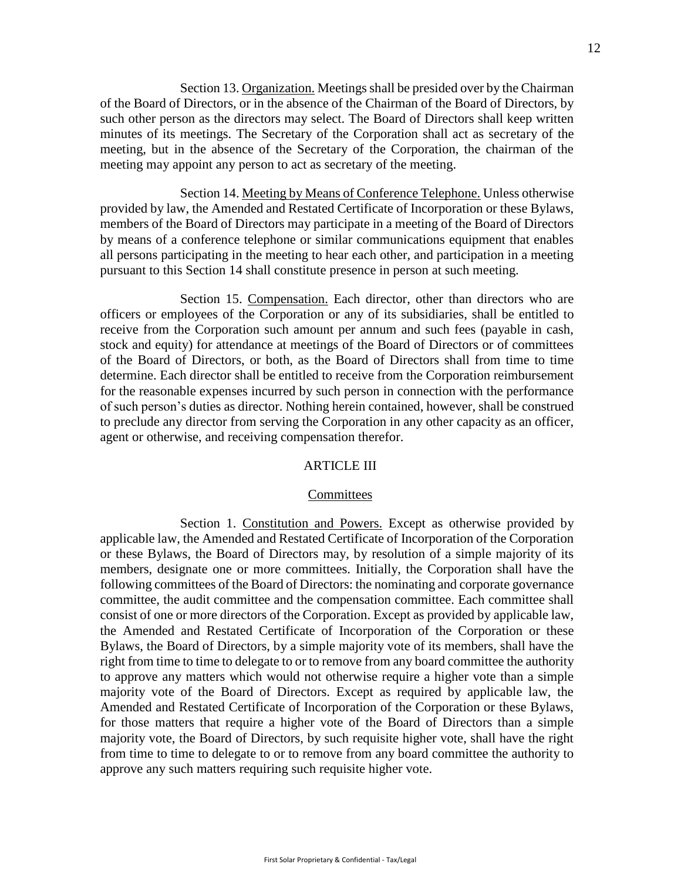Section 13. Organization. Meetings shall be presided over by the Chairman of the Board of Directors, or in the absence of the Chairman of the Board of Directors, by such other person as the directors may select. The Board of Directors shall keep written minutes of its meetings. The Secretary of the Corporation shall act as secretary of the meeting, but in the absence of the Secretary of the Corporation, the chairman of the meeting may appoint any person to act as secretary of the meeting.

Section 14. Meeting by Means of Conference Telephone. Unless otherwise provided by law, the Amended and Restated Certificate of Incorporation or these Bylaws, members of the Board of Directors may participate in a meeting of the Board of Directors by means of a conference telephone or similar communications equipment that enables all persons participating in the meeting to hear each other, and participation in a meeting pursuant to this Section 14 shall constitute presence in person at such meeting.

Section 15. Compensation. Each director, other than directors who are officers or employees of the Corporation or any of its subsidiaries, shall be entitled to receive from the Corporation such amount per annum and such fees (payable in cash, stock and equity) for attendance at meetings of the Board of Directors or of committees of the Board of Directors, or both, as the Board of Directors shall from time to time determine. Each director shall be entitled to receive from the Corporation reimbursement for the reasonable expenses incurred by such person in connection with the performance of such person's duties as director. Nothing herein contained, however, shall be construed to preclude any director from serving the Corporation in any other capacity as an officer, agent or otherwise, and receiving compensation therefor.

## ARTICLE III

## Committees

Section 1. Constitution and Powers. Except as otherwise provided by applicable law, the Amended and Restated Certificate of Incorporation of the Corporation or these Bylaws, the Board of Directors may, by resolution of a simple majority of its members, designate one or more committees. Initially, the Corporation shall have the following committees of the Board of Directors: the nominating and corporate governance committee, the audit committee and the compensation committee. Each committee shall consist of one or more directors of the Corporation. Except as provided by applicable law, the Amended and Restated Certificate of Incorporation of the Corporation or these Bylaws, the Board of Directors, by a simple majority vote of its members, shall have the right from time to time to delegate to or to remove from any board committee the authority to approve any matters which would not otherwise require a higher vote than a simple majority vote of the Board of Directors. Except as required by applicable law, the Amended and Restated Certificate of Incorporation of the Corporation or these Bylaws, for those matters that require a higher vote of the Board of Directors than a simple majority vote, the Board of Directors, by such requisite higher vote, shall have the right from time to time to delegate to or to remove from any board committee the authority to approve any such matters requiring such requisite higher vote.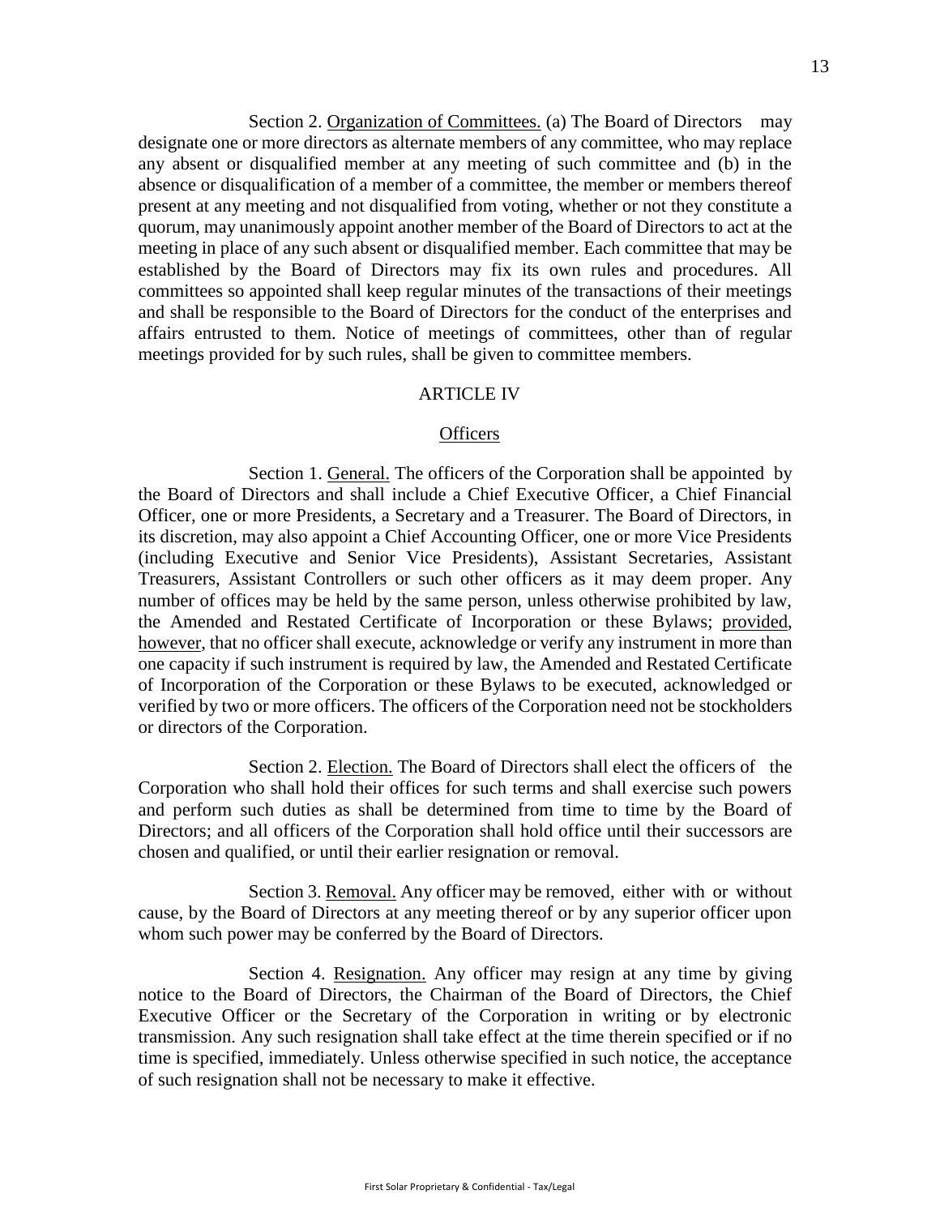Section 2. <u>Organization of Committees.</u> (a) The Board of Directors may designate one or more directors as alternate members of any committee, who may replace any absent or disqualified member at any meeting of such committee and (b) in the absence or disqualification of a member of a committee, the member or members thereof present at any meeting and not disqualified from voting, whether or not they constitute a quorum, may unanimously appoint another member of the Board of Directors to act at the meeting in place of any such absent or disqualified member. Each committee that may be established by the Board of Directors may fix its own rules and procedures. All committees so appointed shall keep regular minutes of the transactions of their meetings and shall be responsible to the Board of Directors for the conduct of the enterprises and affairs entrusted to them. Notice of meetings of committees, other than of regular meetings provided for by such rules, shall be given to committee members.

## ARTICLE IV

## <u>Officers</u>

Section 1. <u>General.</u> The officers of the Corporation shall be appointed by the Board of Directors and shall include a Chief Executive Officer, a Chief Financial Officer, one or more Presidents, a Secretary and a Treasurer. The Board of Directors, in its discretion, may also appoint a Chief Accounting Officer, one or more Vice Presidents (including Executive and Senior Vice Presidents), Assistant Secretaries, Assistant Treasurers, Assistant Controllers or such other officers as it may deem proper. Any number of offices may be held by the same person, unless otherwise prohibited by law, the Amended and Restated Certificate of Incorporation or these Bylaws; <u>provided</u>, <u>however</u>, that no officer shall execute, acknowledge or verify any instrument in more than one capacity if such instrument is required by law, the Amended and Restated Certificate of Incorporation of the Corporation or these Bylaws to be executed, acknowledged or verified by two or more officers. The officers of the Corporation need not be stockholders or directors of the Corporation.

Section 2. <u>Election.</u> The Board of Directors shall elect the officers of the Corporation who shall hold their offices for such terms and shall exercise such powers and perform such duties as shall be determined from time to time by the Board of Directors; and all officers of the Corporation shall hold office until their successors are chosen and qualified, or until their earlier resignation or removal.

Section 3. <u>Removal.</u> Any officer may be removed, either with or without cause, by the Board of Directors at any meeting thereof or by any superior officer upon whom such power may be conferred by the Board of Directors.

Section 4. <u>Resignation.</u> Any officer may resign at any time by giving notice to the Board of Directors, the Chairman of the Board of Directors, the Chief Executive Officer or the Secretary of the Corporation in writing or by electronic transmission. Any such resignation shall take effect at the time therein specified or if no time is specified, immediately. Unless otherwise specified in such notice, the acceptance of such resignation shall not be necessary to make it effective.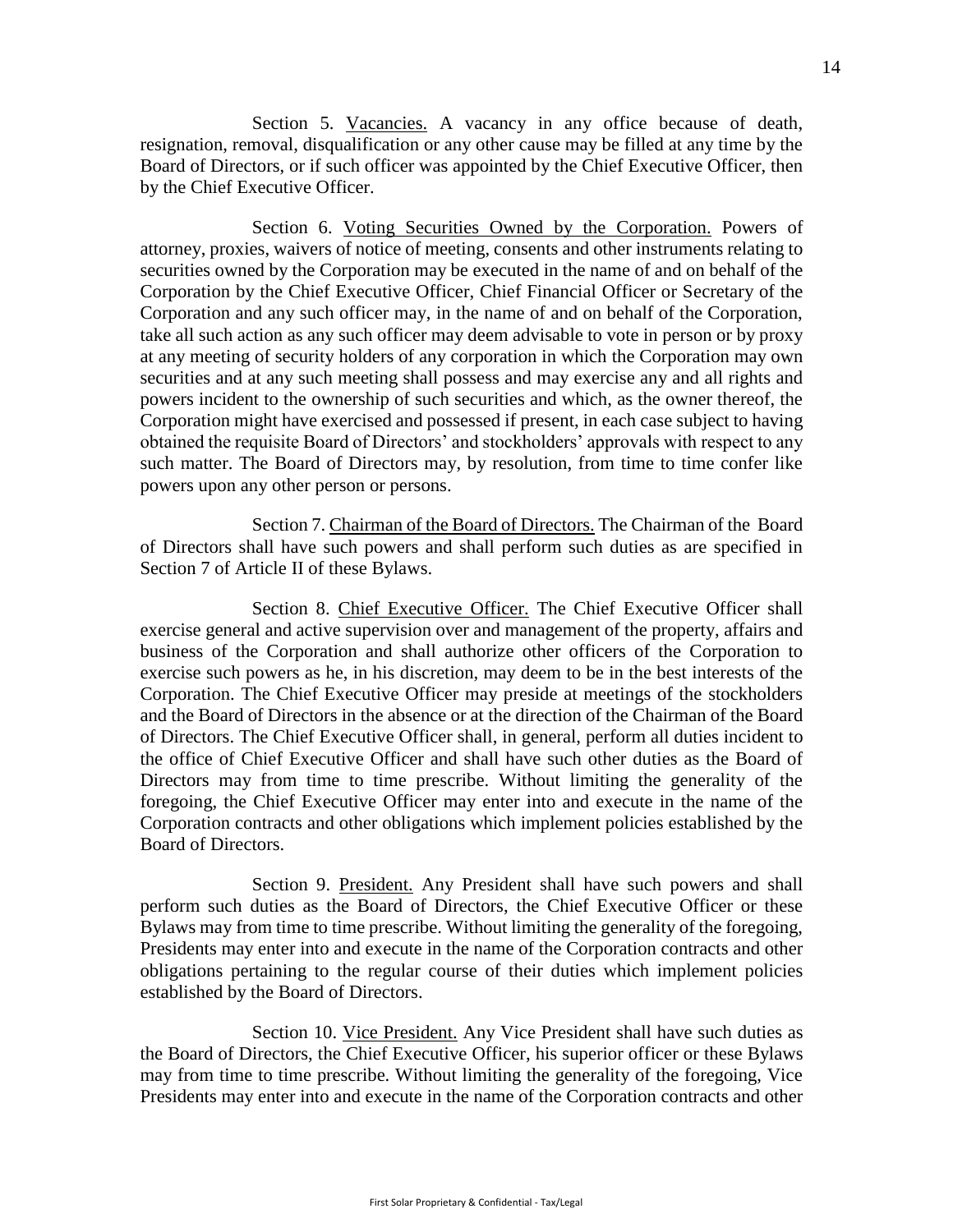Section 5. Vacancies. A vacancy in any office because of death, resignation, removal, disqualification or any other cause may be filled at any time by the Board of Directors, or if such officer was appointed by the Chief Executive Officer, then by the Chief Executive Officer.

Section 6. Voting Securities Owned by the Corporation. Powers of attorney, proxies, waivers of notice of meeting, consents and other instruments relating to securities owned by the Corporation may be executed in the name of and on behalf of the Corporation by the Chief Executive Officer, Chief Financial Officer or Secretary of the Corporation and any such officer may, in the name of and on behalf of the Corporation, take all such action as any such officer may deem advisable to vote in person or by proxy at any meeting of security holders of any corporation in which the Corporation may own securities and at any such meeting shall possess and may exercise any and all rights and powers incident to the ownership of such securities and which, as the owner thereof, the Corporation might have exercised and possessed if present, in each case subject to having obtained the requisite Board of Directors' and stockholders' approvals with respect to any such matter. The Board of Directors may, by resolution, from time to time confer like powers upon any other person or persons.

Section 7. Chairman of the Board of Directors. The Chairman of the Board of Directors shall have such powers and shall perform such duties as are specified in Section 7 of Article II of these Bylaws.

Section 8. Chief Executive Officer. The Chief Executive Officer shall exercise general and active supervision over and management of the property, affairs and business of the Corporation and shall authorize other officers of the Corporation to exercise such powers as he, in his discretion, may deem to be in the best interests of the Corporation. The Chief Executive Officer may preside at meetings of the stockholders and the Board of Directors in the absence or at the direction of the Chairman of the Board of Directors. The Chief Executive Officer shall, in general, perform all duties incident to the office of Chief Executive Officer and shall have such other duties as the Board of Directors may from time to time prescribe. Without limiting the generality of the foregoing, the Chief Executive Officer may enter into and execute in the name of the Corporation contracts and other obligations which implement policies established by the Board of Directors.

Section 9. President. Any President shall have such powers and shall perform such duties as the Board of Directors, the Chief Executive Officer or these Bylaws may from time to time prescribe. Without limiting the generality of the foregoing, Presidents may enter into and execute in the name of the Corporation contracts and other obligations pertaining to the regular course of their duties which implement policies established by the Board of Directors.

Section 10. Vice President. Any Vice President shall have such duties as the Board of Directors, the Chief Executive Officer, his superior officer or these Bylaws may from time to time prescribe. Without limiting the generality of the foregoing, Vice Presidents may enter into and execute in the name of the Corporation contracts and other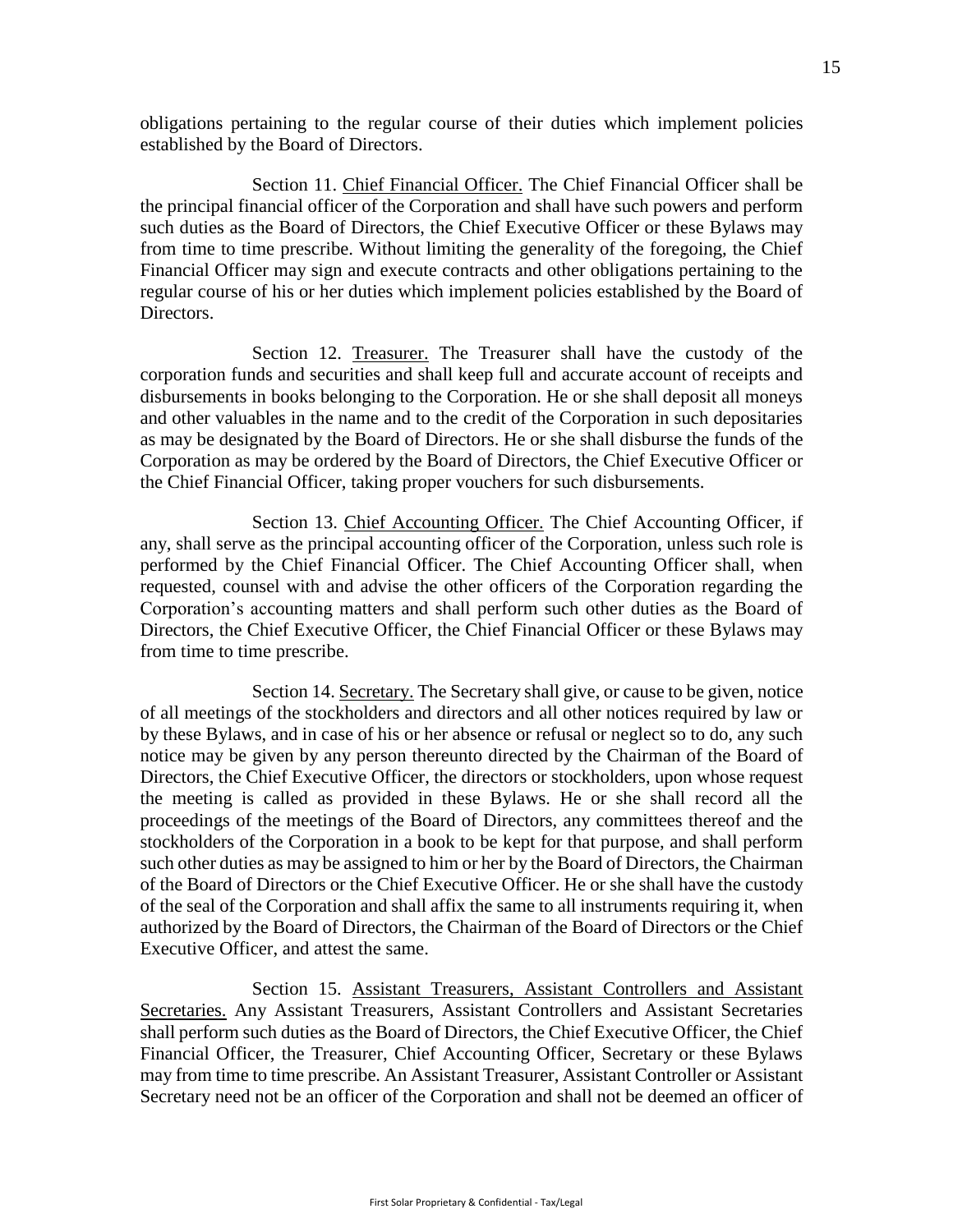obligations pertaining to the regular course of their duties which implement policies established by the Board of Directors.

Section 11. Chief Financial Officer. The Chief Financial Officer shall be the principal financial officer of the Corporation and shall have such powers and perform such duties as the Board of Directors, the Chief Executive Officer or these Bylaws may from time to time prescribe. Without limiting the generality of the foregoing, the Chief Financial Officer may sign and execute contracts and other obligations pertaining to the regular course of his or her duties which implement policies established by the Board of Directors.

Section 12. Treasurer. The Treasurer shall have the custody of the corporation funds and securities and shall keep full and accurate account of receipts and disbursements in books belonging to the Corporation. He or she shall deposit all moneys and other valuables in the name and to the credit of the Corporation in such depositaries as may be designated by the Board of Directors. He or she shall disburse the funds of the Corporation as may be ordered by the Board of Directors, the Chief Executive Officer or the Chief Financial Officer, taking proper vouchers for such disbursements.

Section 13. Chief Accounting Officer. The Chief Accounting Officer, if any, shall serve as the principal accounting officer of the Corporation, unless such role is performed by the Chief Financial Officer. The Chief Accounting Officer shall, when requested, counsel with and advise the other officers of the Corporation regarding the Corporation's accounting matters and shall perform such other duties as the Board of Directors, the Chief Executive Officer, the Chief Financial Officer or these Bylaws may from time to time prescribe.

Section 14. Secretary. The Secretary shall give, or cause to be given, notice of all meetings of the stockholders and directors and all other notices required by law or by these Bylaws, and in case of his or her absence or refusal or neglect so to do, any such notice may be given by any person thereunto directed by the Chairman of the Board of Directors, the Chief Executive Officer, the directors or stockholders, upon whose request the meeting is called as provided in these Bylaws. He or she shall record all the proceedings of the meetings of the Board of Directors, any committees thereof and the stockholders of the Corporation in a book to be kept for that purpose, and shall perform such other duties as may be assigned to him or her by the Board of Directors, the Chairman of the Board of Directors or the Chief Executive Officer. He or she shall have the custody of the seal of the Corporation and shall affix the same to all instruments requiring it, when authorized by the Board of Directors, the Chairman of the Board of Directors or the Chief Executive Officer, and attest the same.

Section 15. Assistant Treasurers, Assistant Controllers and Assistant Secretaries. Any Assistant Treasurers, Assistant Controllers and Assistant Secretaries shall perform such duties as the Board of Directors, the Chief Executive Officer, the Chief Financial Officer, the Treasurer, Chief Accounting Officer, Secretary or these Bylaws may from time to time prescribe. An Assistant Treasurer, Assistant Controller or Assistant Secretary need not be an officer of the Corporation and shall not be deemed an officer of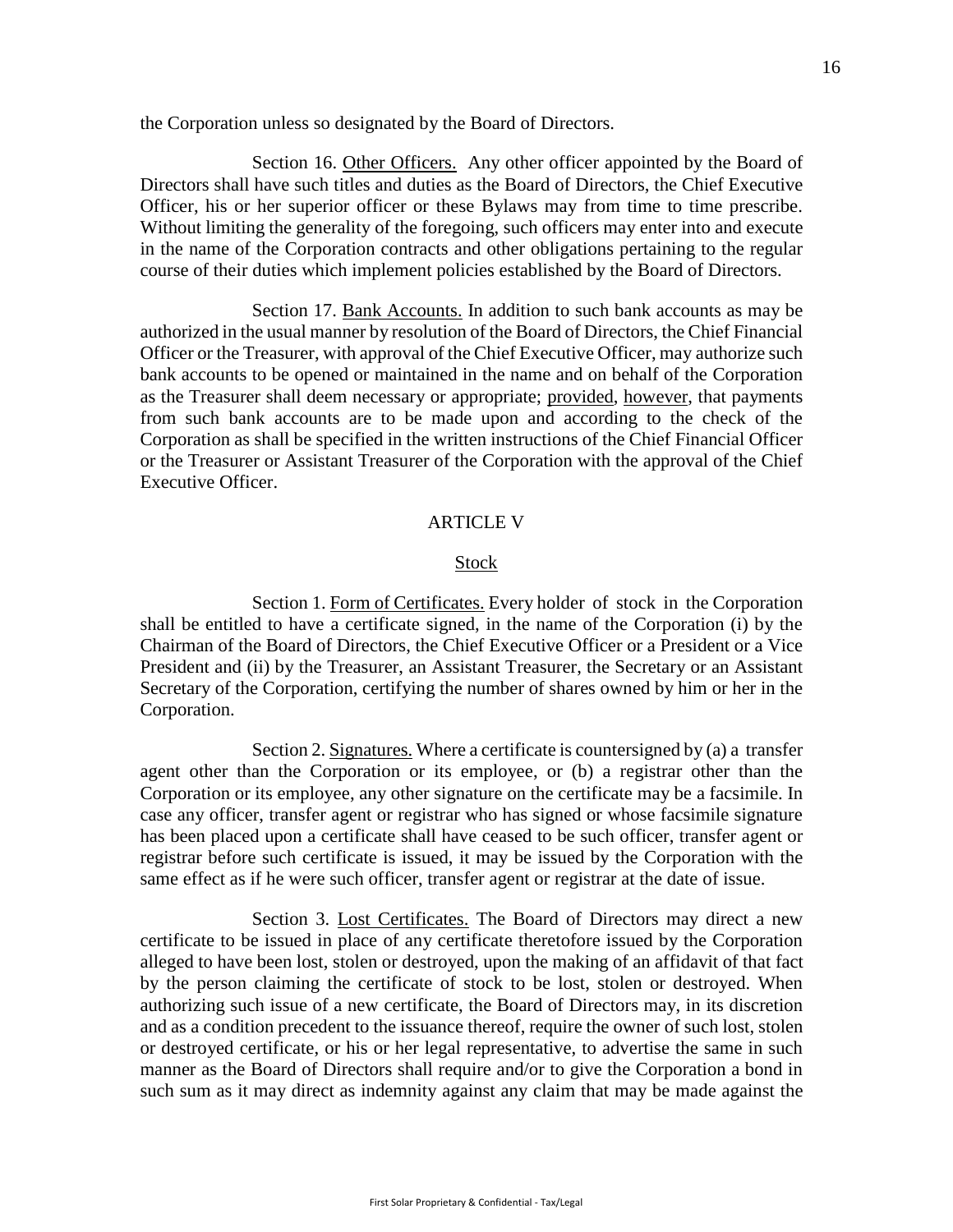the Corporation unless so designated by the Board of Directors.

Section 16. Other Officers. Any other officer appointed by the Board of Directors shall have such titles and duties as the Board of Directors, the Chief Executive Officer, his or her superior officer or these Bylaws may from time to time prescribe. Without limiting the generality of the foregoing, such officers may enter into and execute in the name of the Corporation contracts and other obligations pertaining to the regular course of their duties which implement policies established by the Board of Directors.

Section 17. Bank Accounts. In addition to such bank accounts as may be authorized in the usual manner by resolution of the Board of Directors, the Chief Financial Officer or the Treasurer, with approval of the Chief Executive Officer, may authorize such bank accounts to be opened or maintained in the name and on behalf of the Corporation as the Treasurer shall deem necessary or appropriate; provided, however, that payments from such bank accounts are to be made upon and according to the check of the Corporation as shall be specified in the written instructions of the Chief Financial Officer or the Treasurer or Assistant Treasurer of the Corporation with the approval of the Chief Executive Officer.

## ARTICLE V

## Stock

Section 1. Form of Certificates. Every holder of stock in the Corporation shall be entitled to have a certificate signed, in the name of the Corporation (i) by the Chairman of the Board of Directors, the Chief Executive Officer or a President or a Vice President and (ii) by the Treasurer, an Assistant Treasurer, the Secretary or an Assistant Secretary of the Corporation, certifying the number of shares owned by him or her in the Corporation.

Section 2. Signatures. Where a certificate is countersigned by (a) a transfer agent other than the Corporation or its employee, or (b) a registrar other than the Corporation or its employee, any other signature on the certificate may be a facsimile. In case any officer, transfer agent or registrar who has signed or whose facsimile signature has been placed upon a certificate shall have ceased to be such officer, transfer agent or registrar before such certificate is issued, it may be issued by the Corporation with the same effect as if he were such officer, transfer agent or registrar at the date of issue.

Section 3. Lost Certificates. The Board of Directors may direct a new certificate to be issued in place of any certificate theretofore issued by the Corporation alleged to have been lost, stolen or destroyed, upon the making of an affidavit of that fact by the person claiming the certificate of stock to be lost, stolen or destroyed. When authorizing such issue of a new certificate, the Board of Directors may, in its discretion and as a condition precedent to the issuance thereof, require the owner of such lost, stolen or destroyed certificate, or his or her legal representative, to advertise the same in such manner as the Board of Directors shall require and/or to give the Corporation a bond in such sum as it may direct as indemnity against any claim that may be made against the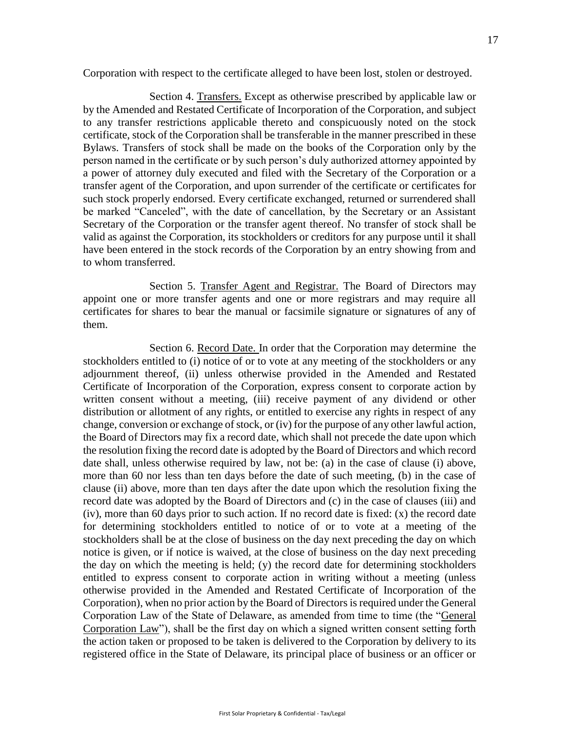Corporation with respect to the certificate alleged to have been lost, stolen or destroyed.

Section 4. <u>Transfers.</u> Except as otherwise prescribed by applicable law or by the Amended and Restated Certificate of Incorporation of the Corporation, and subject to any transfer restrictions applicable thereto and conspicuously noted on the stock certificate, stock of the Corporation shall be transferable in the manner prescribed in these Bylaws. Transfers of stock shall be made on the books of the Corporation only by the person named in the certificate or by such person's duly authorized attorney appointed by a power of attorney duly executed and filed with the Secretary of the Corporation or a transfer agent of the Corporation, and upon surrender of the certificate or certificates for such stock properly endorsed. Every certificate exchanged, returned or surrendered shall be marked "Canceled", with the date of cancellation, by the Secretary or an Assistant Secretary of the Corporation or the transfer agent thereof. No transfer of stock shall be valid as against the Corporation, its stockholders or creditors for any purpose until it shall have been entered in the stock records of the Corporation by an entry showing from and to whom transferred.

Section 5. <u>Transfer Agent and Registrar.</u> The Board of Directors may appoint one or more transfer agents and one or more registrars and may require all certificates for shares to bear the manual or facsimile signature or signatures of any of them.

Section 6. <u>Record Date.</u> In order that the Corporation may determine the stockholders entitled to (i) notice of or to vote at any meeting of the stockholders or any adjournment thereof, (ii) unless otherwise provided in the Amended and Restated Certificate of Incorporation of the Corporation, express consent to corporate action by written consent without a meeting, (iii) receive payment of any dividend or other distribution or allotment of any rights, or entitled to exercise any rights in respect of any change, conversion or exchange of stock, or (iv) for the purpose of any other lawful action, the Board of Directors may fix a record date, which shall not precede the date upon which the resolution fixing the record date is adopted by the Board of Directors and which record date shall, unless otherwise required by law, not be: (a) in the case of clause (i) above, more than 60 nor less than ten days before the date of such meeting, (b) in the case of clause (ii) above, more than ten days after the date upon which the resolution fixing the record date was adopted by the Board of Directors and (c) in the case of clauses (iii) and (iv), more than 60 days prior to such action. If no record date is fixed: (x) the record date for determining stockholders entitled to notice of or to vote at a meeting of the stockholders shall be at the close of business on the day next preceding the day on which notice is given, or if notice is waived, at the close of business on the day next preceding the day on which the meeting is held; (y) the record date for determining stockholders entitled to express consent to corporate action in writing without a meeting (unless otherwise provided in the Amended and Restated Certificate of Incorporation of the Corporation), when no prior action by the Board of Directors is required under the General Corporation Law of the State of Delaware, as amended from time to time (the "<u>General Corporation Law</u>"), shall be the first day on which a signed written consent setting forth the action taken or proposed to be taken is delivered to the Corporation by delivery to its registered office in the State of Delaware, its principal place of business or an officer or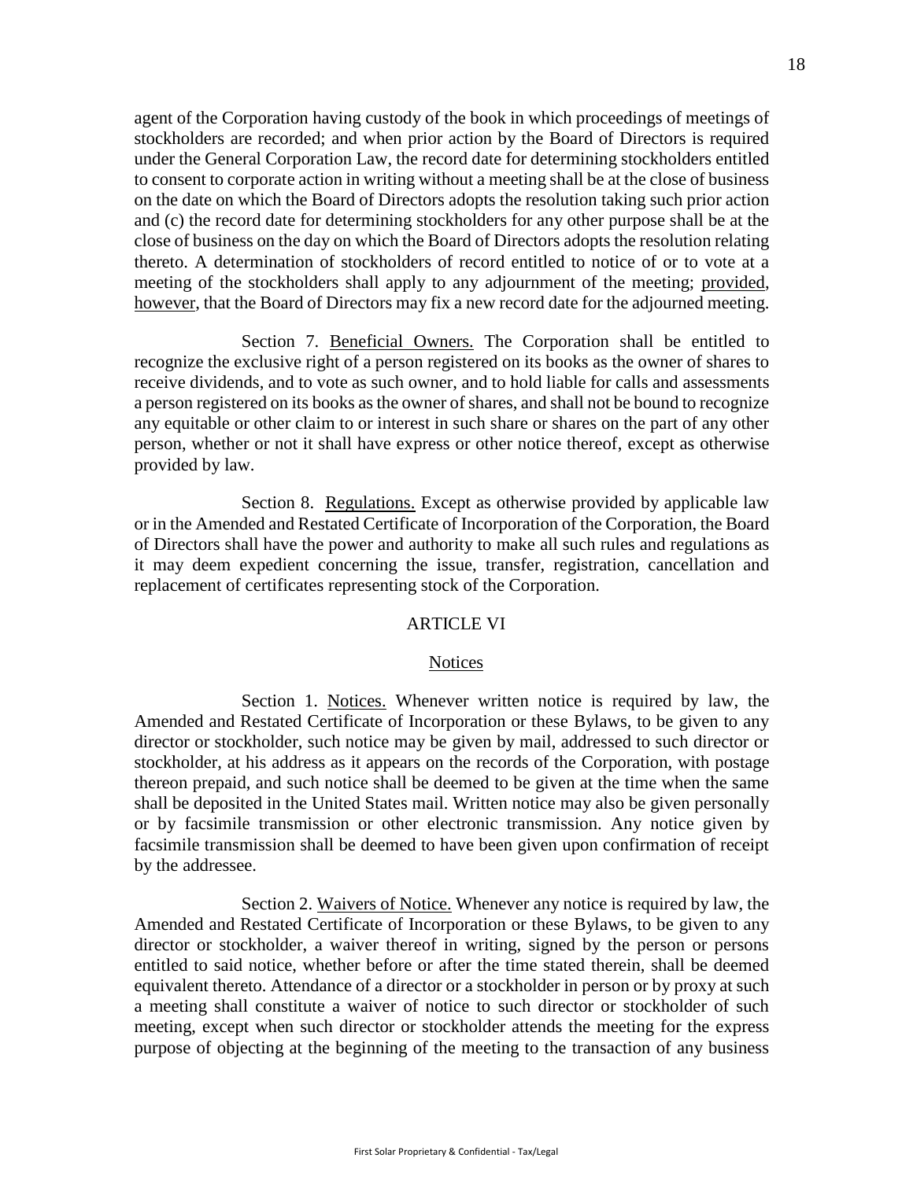agent of the Corporation having custody of the book in which proceedings of meetings of stockholders are recorded; and when prior action by the Board of Directors is required under the General Corporation Law, the record date for determining stockholders entitled to consent to corporate action in writing without a meeting shall be at the close of business on the date on which the Board of Directors adopts the resolution taking such prior action and (c) the record date for determining stockholders for any other purpose shall be at the close of business on the day on which the Board of Directors adopts the resolution relating thereto. A determination of stockholders of record entitled to notice of or to vote at a meeting of the stockholders shall apply to any adjournment of the meeting; provided, however, that the Board of Directors may fix a new record date for the adjourned meeting.

Section 7. Beneficial Owners. The Corporation shall be entitled to recognize the exclusive right of a person registered on its books as the owner of shares to receive dividends, and to vote as such owner, and to hold liable for calls and assessments a person registered on its books as the owner of shares, and shall not be bound to recognize any equitable or other claim to or interest in such share or shares on the part of any other person, whether or not it shall have express or other notice thereof, except as otherwise provided by law.

Section 8. Regulations. Except as otherwise provided by applicable law or in the Amended and Restated Certificate of Incorporation of the Corporation, the Board of Directors shall have the power and authority to make all such rules and regulations as it may deem expedient concerning the issue, transfer, registration, cancellation and replacement of certificates representing stock of the Corporation.

## ARTICLE VI

## Notices

Section 1. Notices. Whenever written notice is required by law, the Amended and Restated Certificate of Incorporation or these Bylaws, to be given to any director or stockholder, such notice may be given by mail, addressed to such director or stockholder, at his address as it appears on the records of the Corporation, with postage thereon prepaid, and such notice shall be deemed to be given at the time when the same shall be deposited in the United States mail. Written notice may also be given personally or by facsimile transmission or other electronic transmission. Any notice given by facsimile transmission shall be deemed to have been given upon confirmation of receipt by the addressee.

Section 2. Waivers of Notice. Whenever any notice is required by law, the Amended and Restated Certificate of Incorporation or these Bylaws, to be given to any director or stockholder, a waiver thereof in writing, signed by the person or persons entitled to said notice, whether before or after the time stated therein, shall be deemed equivalent thereto. Attendance of a director or a stockholder in person or by proxy at such a meeting shall constitute a waiver of notice to such director or stockholder of such meeting, except when such director or stockholder attends the meeting for the express purpose of objecting at the beginning of the meeting to the transaction of any business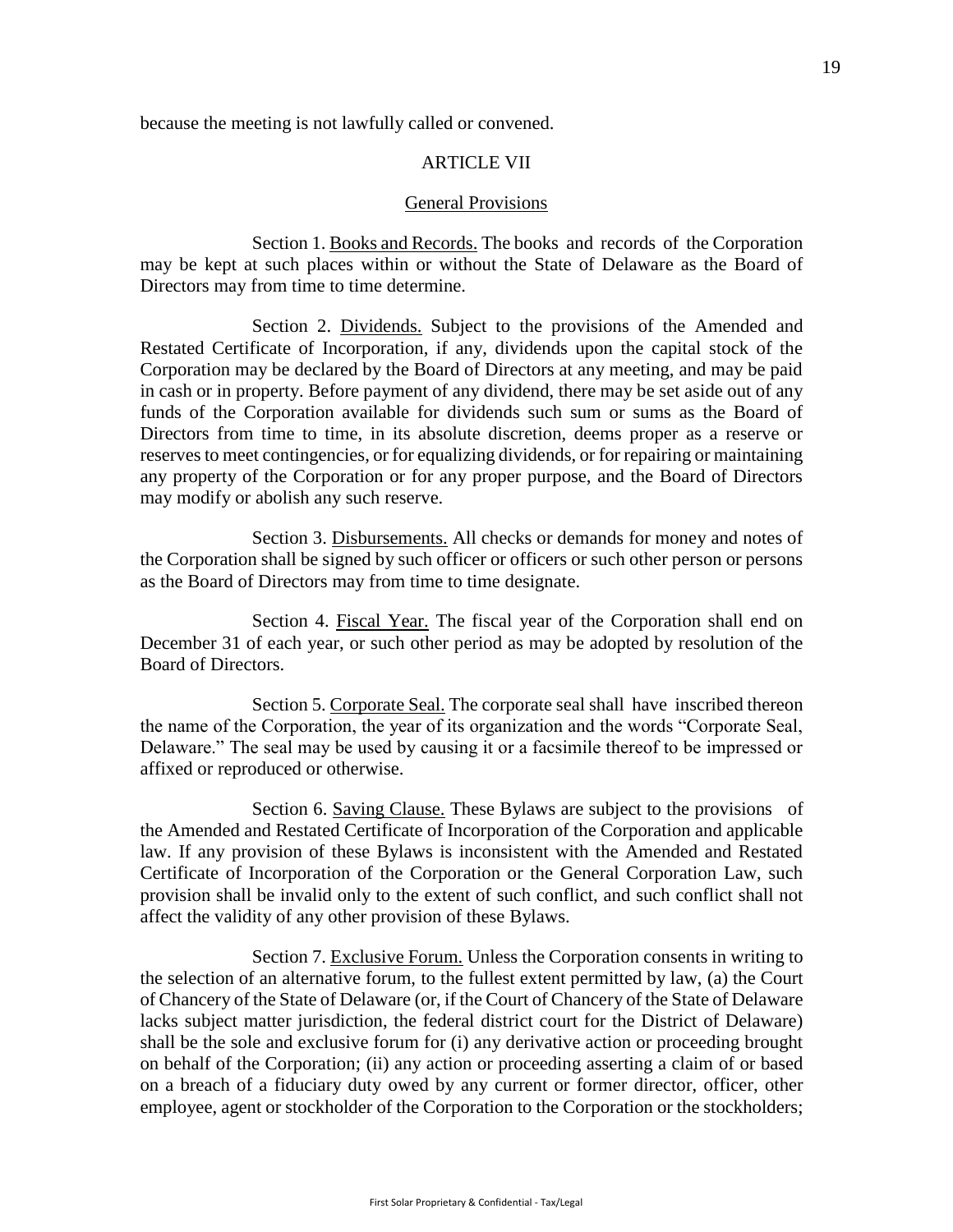because the meeting is not lawfully called or convened.

## ARTICLE VII

### General Provisions

Section 1. Books and Records. The books and records of the Corporation may be kept at such places within or without the State of Delaware as the Board of Directors may from time to time determine.

Section 2. Dividends. Subject to the provisions of the Amended and Restated Certificate of Incorporation, if any, dividends upon the capital stock of the Corporation may be declared by the Board of Directors at any meeting, and may be paid in cash or in property. Before payment of any dividend, there may be set aside out of any funds of the Corporation available for dividends such sum or sums as the Board of Directors from time to time, in its absolute discretion, deems proper as a reserve or reserves to meet contingencies, or for equalizing dividends, or for repairing or maintaining any property of the Corporation or for any proper purpose, and the Board of Directors may modify or abolish any such reserve.

Section 3. Disbursements. All checks or demands for money and notes of the Corporation shall be signed by such officer or officers or such other person or persons as the Board of Directors may from time to time designate.

Section 4. Fiscal Year. The fiscal year of the Corporation shall end on December 31 of each year, or such other period as may be adopted by resolution of the Board of Directors.

Section 5. Corporate Seal. The corporate seal shall have inscribed thereon the name of the Corporation, the year of its organization and the words "Corporate Seal, Delaware." The seal may be used by causing it or a facsimile thereof to be impressed or affixed or reproduced or otherwise.

Section 6. Saving Clause. These Bylaws are subject to the provisions of the Amended and Restated Certificate of Incorporation of the Corporation and applicable law. If any provision of these Bylaws is inconsistent with the Amended and Restated Certificate of Incorporation of the Corporation or the General Corporation Law, such provision shall be invalid only to the extent of such conflict, and such conflict shall not affect the validity of any other provision of these Bylaws.

Section 7. Exclusive Forum. Unless the Corporation consents in writing to the selection of an alternative forum, to the fullest extent permitted by law, (a) the Court of Chancery of the State of Delaware (or, if the Court of Chancery of the State of Delaware lacks subject matter jurisdiction, the federal district court for the District of Delaware) shall be the sole and exclusive forum for (i) any derivative action or proceeding brought on behalf of the Corporation; (ii) any action or proceeding asserting a claim of or based on a breach of a fiduciary duty owed by any current or former director, officer, other employee, agent or stockholder of the Corporation to the Corporation or the stockholders;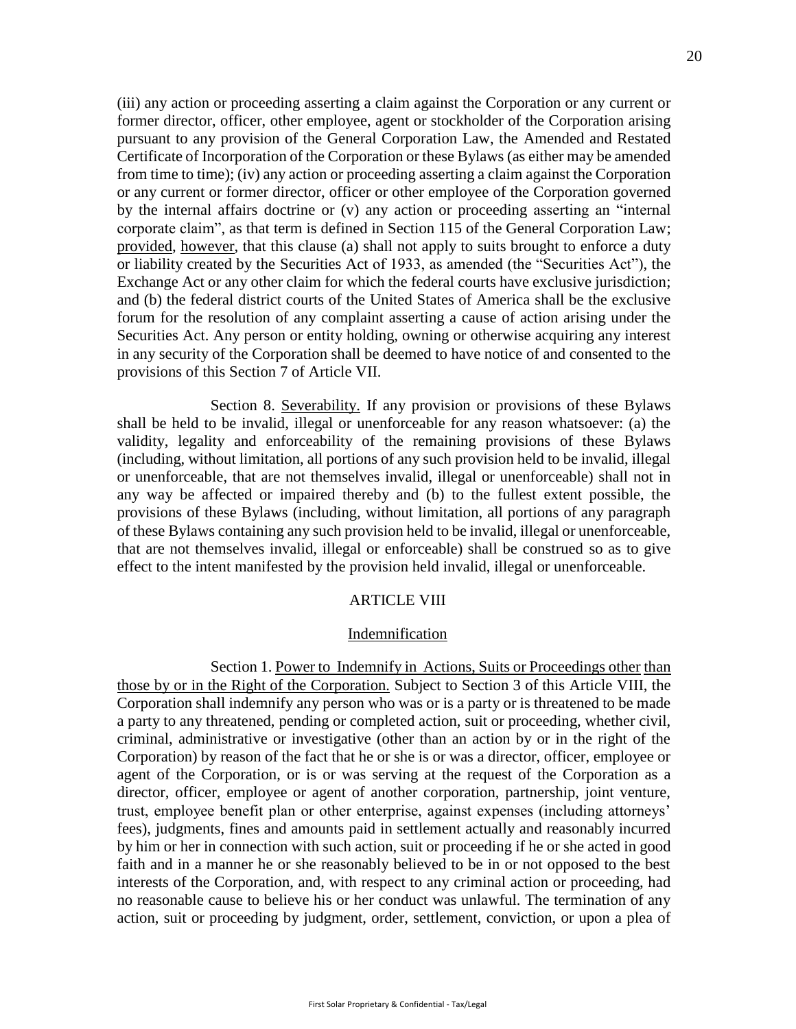(iii) any action or proceeding asserting a claim against the Corporation or any current or former director, officer, other employee, agent or stockholder of the Corporation arising pursuant to any provision of the General Corporation Law, the Amended and Restated Certificate of Incorporation of the Corporation or these Bylaws (as either may be amended from time to time); (iv) any action or proceeding asserting a claim against the Corporation or any current or former director, officer or other employee of the Corporation governed by the internal affairs doctrine or (v) any action or proceeding asserting an "internal corporate claim", as that term is defined in Section 115 of the General Corporation Law; provided, however, that this clause (a) shall not apply to suits brought to enforce a duty or liability created by the Securities Act of 1933, as amended (the "Securities Act"), the Exchange Act or any other claim for which the federal courts have exclusive jurisdiction; and (b) the federal district courts of the United States of America shall be the exclusive forum for the resolution of any complaint asserting a cause of action arising under the Securities Act. Any person or entity holding, owning or otherwise acquiring any interest in any security of the Corporation shall be deemed to have notice of and consented to the provisions of this Section 7 of Article VII.

Section 8. Severability. If any provision or provisions of these Bylaws shall be held to be invalid, illegal or unenforceable for any reason whatsoever: (a) the validity, legality and enforceability of the remaining provisions of these Bylaws (including, without limitation, all portions of any such provision held to be invalid, illegal or unenforceable, that are not themselves invalid, illegal or unenforceable) shall not in any way be affected or impaired thereby and (b) to the fullest extent possible, the provisions of these Bylaws (including, without limitation, all portions of any paragraph of these Bylaws containing any such provision held to be invalid, illegal or unenforceable, that are not themselves invalid, illegal or enforceable) shall be construed so as to give effect to the intent manifested by the provision held invalid, illegal or unenforceable.

## ARTICLE VIII

## Indemnification

Section 1. Power to Indemnify in Actions, Suits or Proceedings other than those by or in the Right of the Corporation. Subject to Section 3 of this Article VIII, the Corporation shall indemnify any person who was or is a party or is threatened to be made a party to any threatened, pending or completed action, suit or proceeding, whether civil, criminal, administrative or investigative (other than an action by or in the right of the Corporation) by reason of the fact that he or she is or was a director, officer, employee or agent of the Corporation, or is or was serving at the request of the Corporation as a director, officer, employee or agent of another corporation, partnership, joint venture, trust, employee benefit plan or other enterprise, against expenses (including attorneys' fees), judgments, fines and amounts paid in settlement actually and reasonably incurred by him or her in connection with such action, suit or proceeding if he or she acted in good faith and in a manner he or she reasonably believed to be in or not opposed to the best interests of the Corporation, and, with respect to any criminal action or proceeding, had no reasonable cause to believe his or her conduct was unlawful. The termination of any action, suit or proceeding by judgment, order, settlement, conviction, or upon a plea of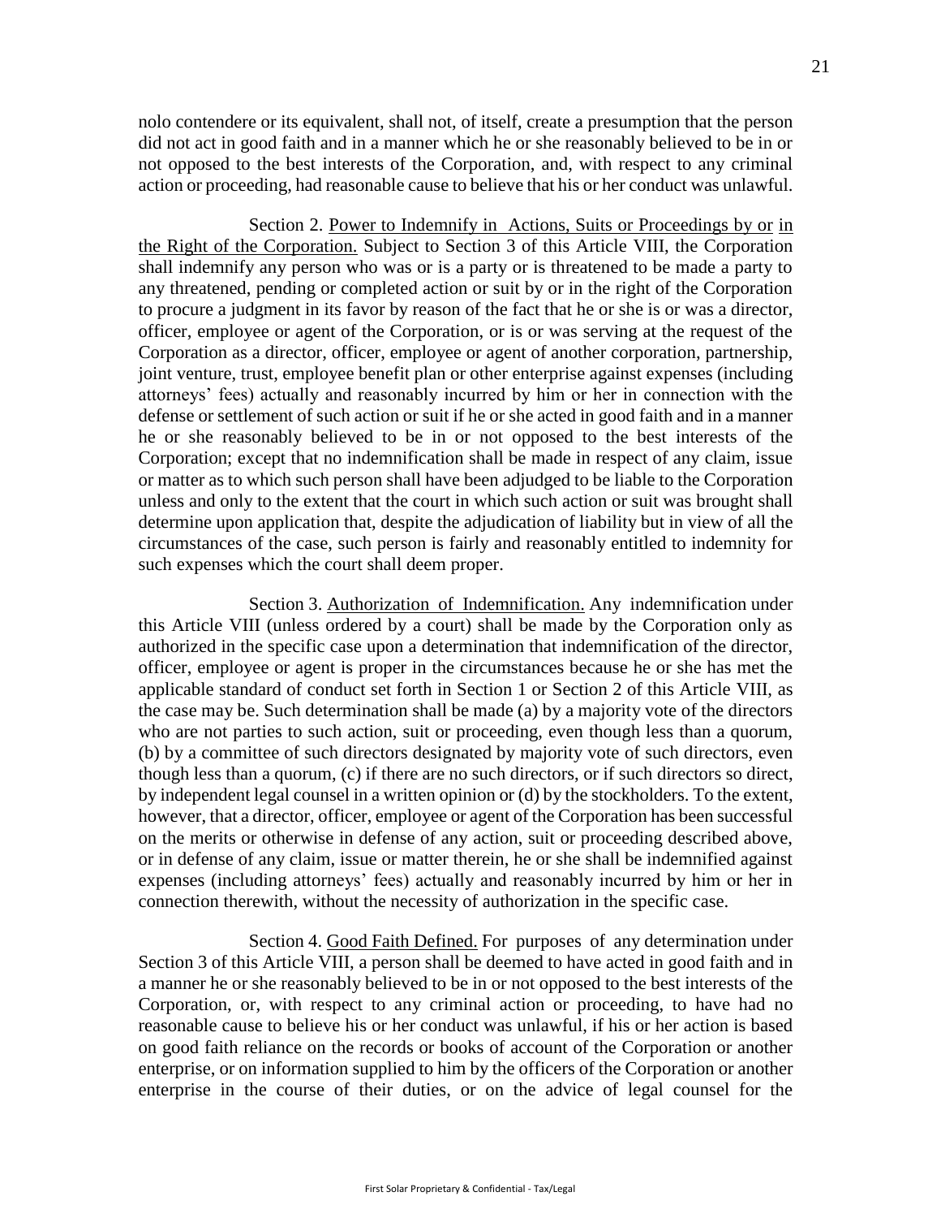nolo contendere or its equivalent, shall not, of itself, create a presumption that the person did not act in good faith and in a manner which he or she reasonably believed to be in or not opposed to the best interests of the Corporation, and, with respect to any criminal action or proceeding, had reasonable cause to believe that his or her conduct was unlawful.

Section 2. Power to Indemnify in Actions, Suits or Proceedings by or in the Right of the Corporation. Subject to Section 3 of this Article VIII, the Corporation shall indemnify any person who was or is a party or is threatened to be made a party to any threatened, pending or completed action or suit by or in the right of the Corporation to procure a judgment in its favor by reason of the fact that he or she is or was a director, officer, employee or agent of the Corporation, or is or was serving at the request of the Corporation as a director, officer, employee or agent of another corporation, partnership, joint venture, trust, employee benefit plan or other enterprise against expenses (including attorneys' fees) actually and reasonably incurred by him or her in connection with the defense or settlement of such action or suit if he or she acted in good faith and in a manner he or she reasonably believed to be in or not opposed to the best interests of the Corporation; except that no indemnification shall be made in respect of any claim, issue or matter as to which such person shall have been adjudged to be liable to the Corporation unless and only to the extent that the court in which such action or suit was brought shall determine upon application that, despite the adjudication of liability but in view of all the circumstances of the case, such person is fairly and reasonably entitled to indemnity for such expenses which the court shall deem proper.

Section 3. Authorization of Indemnification. Any indemnification under this Article VIII (unless ordered by a court) shall be made by the Corporation only as authorized in the specific case upon a determination that indemnification of the director, officer, employee or agent is proper in the circumstances because he or she has met the applicable standard of conduct set forth in Section 1 or Section 2 of this Article VIII, as the case may be. Such determination shall be made (a) by a majority vote of the directors who are not parties to such action, suit or proceeding, even though less than a quorum, (b) by a committee of such directors designated by majority vote of such directors, even though less than a quorum, (c) if there are no such directors, or if such directors so direct, by independent legal counsel in a written opinion or (d) by the stockholders. To the extent, however, that a director, officer, employee or agent of the Corporation has been successful on the merits or otherwise in defense of any action, suit or proceeding described above, or in defense of any claim, issue or matter therein, he or she shall be indemnified against expenses (including attorneys' fees) actually and reasonably incurred by him or her in connection therewith, without the necessity of authorization in the specific case.

Section 4. Good Faith Defined. For purposes of any determination under Section 3 of this Article VIII, a person shall be deemed to have acted in good faith and in a manner he or she reasonably believed to be in or not opposed to the best interests of the Corporation, or, with respect to any criminal action or proceeding, to have had no reasonable cause to believe his or her conduct was unlawful, if his or her action is based on good faith reliance on the records or books of account of the Corporation or another enterprise, or on information supplied to him by the officers of the Corporation or another enterprise in the course of their duties, or on the advice of legal counsel for the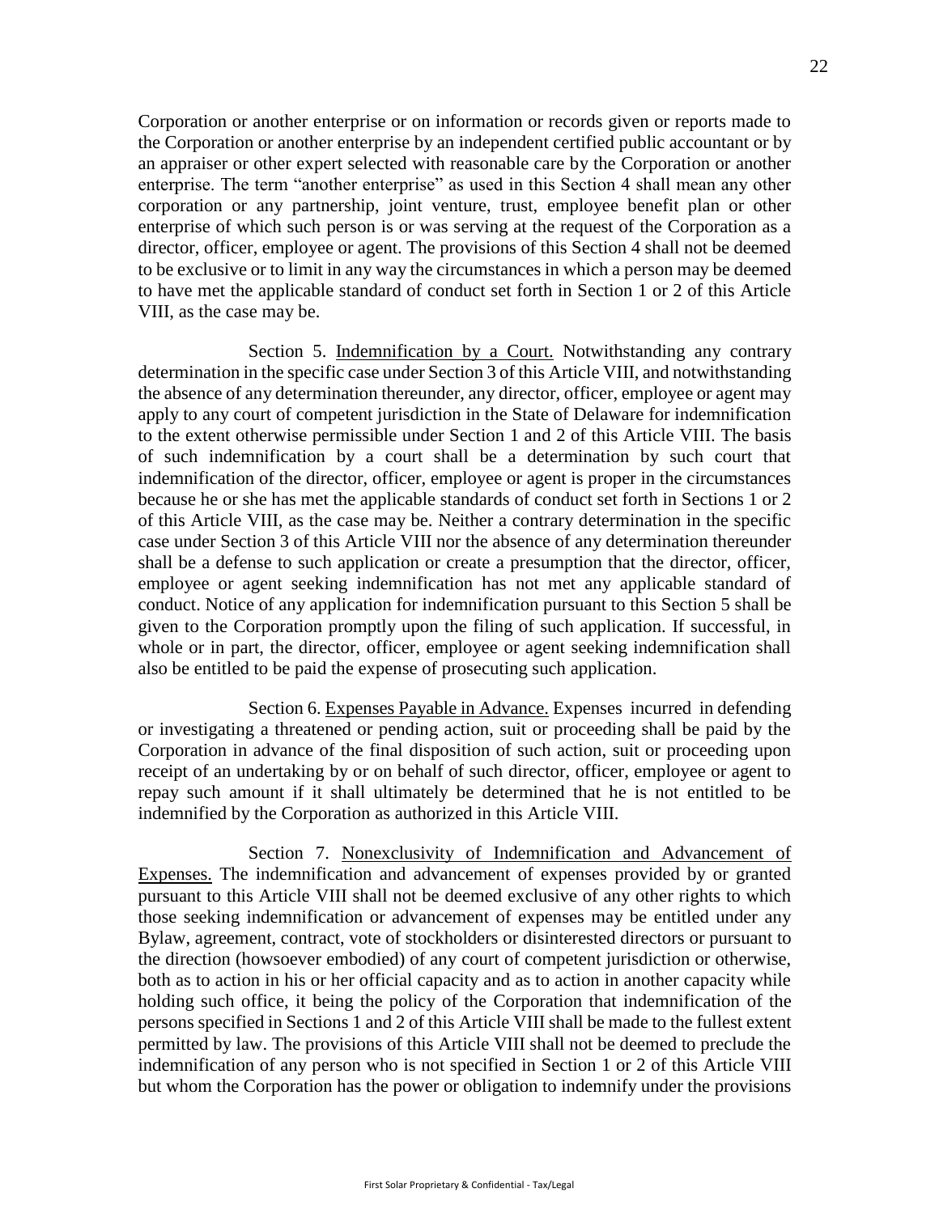Corporation or another enterprise or on information or records given or reports made to the Corporation or another enterprise by an independent certified public accountant or by an appraiser or other expert selected with reasonable care by the Corporation or another enterprise. The term "another enterprise" as used in this Section 4 shall mean any other corporation or any partnership, joint venture, trust, employee benefit plan or other enterprise of which such person is or was serving at the request of the Corporation as a director, officer, employee or agent. The provisions of this Section 4 shall not be deemed to be exclusive or to limit in any way the circumstances in which a person may be deemed to have met the applicable standard of conduct set forth in Section 1 or 2 of this Article VIII, as the case may be.

Section 5. Indemnification by a Court. Notwithstanding any contrary determination in the specific case under Section 3 of this Article VIII, and notwithstanding the absence of any determination thereunder, any director, officer, employee or agent may apply to any court of competent jurisdiction in the State of Delaware for indemnification to the extent otherwise permissible under Section 1 and 2 of this Article VIII. The basis of such indemnification by a court shall be a determination by such court that indemnification of the director, officer, employee or agent is proper in the circumstances because he or she has met the applicable standards of conduct set forth in Sections 1 or 2 of this Article VIII, as the case may be. Neither a contrary determination in the specific case under Section 3 of this Article VIII nor the absence of any determination thereunder shall be a defense to such application or create a presumption that the director, officer, employee or agent seeking indemnification has not met any applicable standard of conduct. Notice of any application for indemnification pursuant to this Section 5 shall be given to the Corporation promptly upon the filing of such application. If successful, in whole or in part, the director, officer, employee or agent seeking indemnification shall also be entitled to be paid the expense of prosecuting such application.

Section 6. Expenses Payable in Advance. Expenses incurred in defending or investigating a threatened or pending action, suit or proceeding shall be paid by the Corporation in advance of the final disposition of such action, suit or proceeding upon receipt of an undertaking by or on behalf of such director, officer, employee or agent to repay such amount if it shall ultimately be determined that he is not entitled to be indemnified by the Corporation as authorized in this Article VIII.

Section 7. Nonexclusivity of Indemnification and Advancement of Expenses. The indemnification and advancement of expenses provided by or granted pursuant to this Article VIII shall not be deemed exclusive of any other rights to which those seeking indemnification or advancement of expenses may be entitled under any Bylaw, agreement, contract, vote of stockholders or disinterested directors or pursuant to the direction (howsoever embodied) of any court of competent jurisdiction or otherwise, both as to action in his or her official capacity and as to action in another capacity while holding such office, it being the policy of the Corporation that indemnification of the persons specified in Sections 1 and 2 of this Article VIII shall be made to the fullest extent permitted by law. The provisions of this Article VIII shall not be deemed to preclude the indemnification of any person who is not specified in Section 1 or 2 of this Article VIII but whom the Corporation has the power or obligation to indemnify under the provisions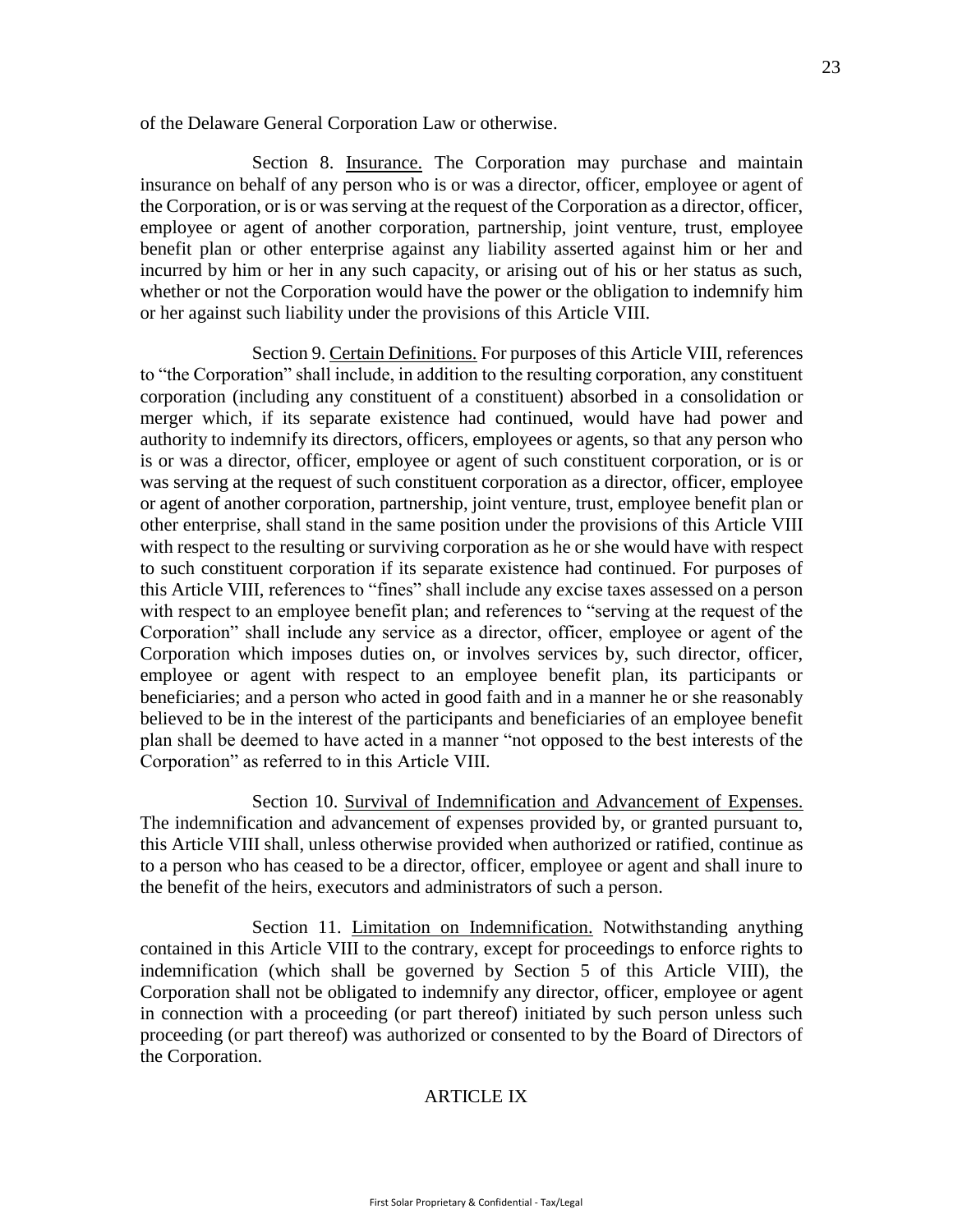of the Delaware General Corporation Law or otherwise.

Section 8. Insurance. The Corporation may purchase and maintain insurance on behalf of any person who is or was a director, officer, employee or agent of the Corporation, or is or was serving at the request of the Corporation as a director, officer, employee or agent of another corporation, partnership, joint venture, trust, employee benefit plan or other enterprise against any liability asserted against him or her and incurred by him or her in any such capacity, or arising out of his or her status as such, whether or not the Corporation would have the power or the obligation to indemnify him or her against such liability under the provisions of this Article VIII.

Section 9. Certain Definitions. For purposes of this Article VIII, references to "the Corporation" shall include, in addition to the resulting corporation, any constituent corporation (including any constituent of a constituent) absorbed in a consolidation or merger which, if its separate existence had continued, would have had power and authority to indemnify its directors, officers, employees or agents, so that any person who is or was a director, officer, employee or agent of such constituent corporation, or is or was serving at the request of such constituent corporation as a director, officer, employee or agent of another corporation, partnership, joint venture, trust, employee benefit plan or other enterprise, shall stand in the same position under the provisions of this Article VIII with respect to the resulting or surviving corporation as he or she would have with respect to such constituent corporation if its separate existence had continued. For purposes of this Article VIII, references to "fines" shall include any excise taxes assessed on a person with respect to an employee benefit plan; and references to "serving at the request of the Corporation" shall include any service as a director, officer, employee or agent of the Corporation which imposes duties on, or involves services by, such director, officer, employee or agent with respect to an employee benefit plan, its participants or beneficiaries; and a person who acted in good faith and in a manner he or she reasonably believed to be in the interest of the participants and beneficiaries of an employee benefit plan shall be deemed to have acted in a manner "not opposed to the best interests of the Corporation" as referred to in this Article VIII.

Section 10. Survival of Indemnification and Advancement of Expenses. The indemnification and advancement of expenses provided by, or granted pursuant to, this Article VIII shall, unless otherwise provided when authorized or ratified, continue as to a person who has ceased to be a director, officer, employee or agent and shall inure to the benefit of the heirs, executors and administrators of such a person.

Section 11. Limitation on Indemnification. Notwithstanding anything contained in this Article VIII to the contrary, except for proceedings to enforce rights to indemnification (which shall be governed by Section 5 of this Article VIII), the Corporation shall not be obligated to indemnify any director, officer, employee or agent in connection with a proceeding (or part thereof) initiated by such person unless such proceeding (or part thereof) was authorized or consented to by the Board of Directors of the Corporation.

## ARTICLE IX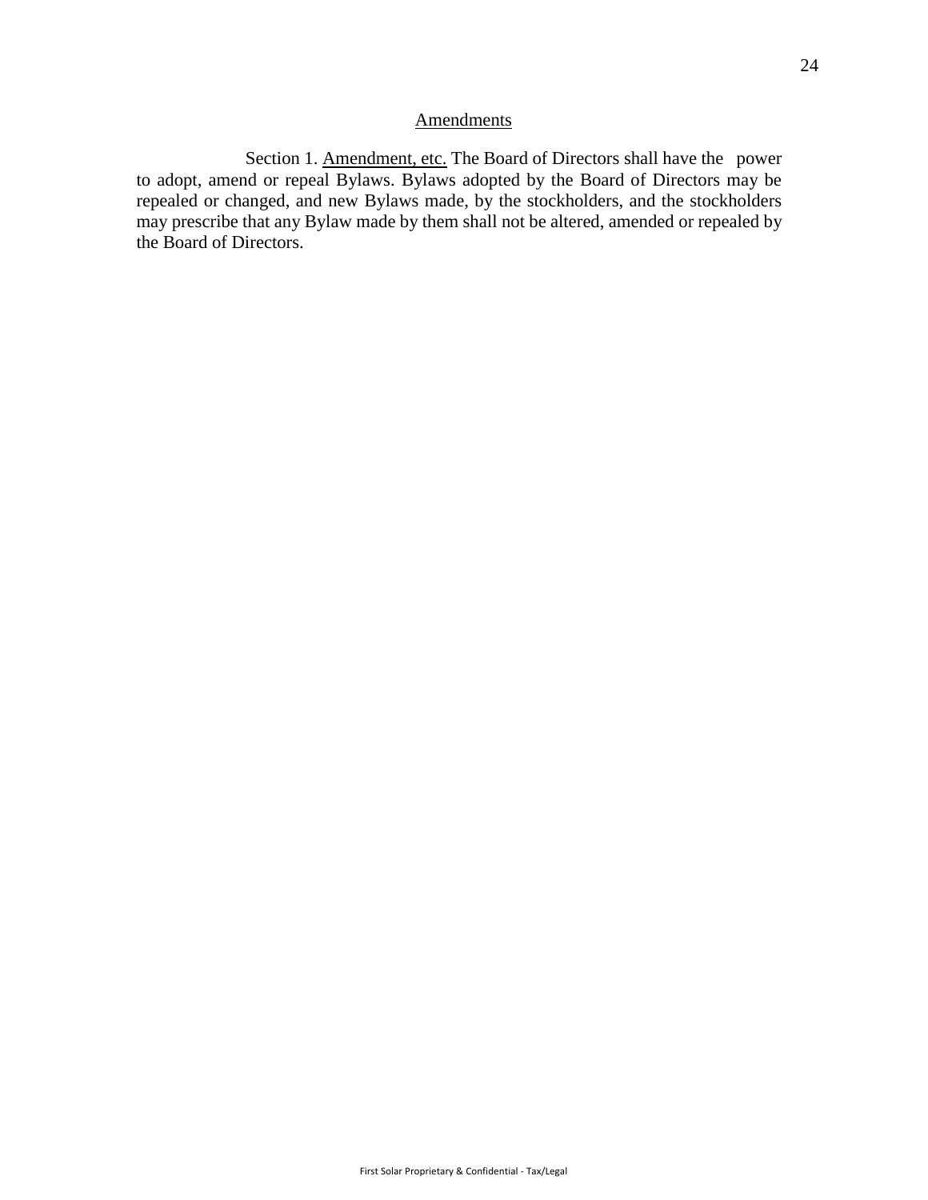## Amendments

Section 1. Amendment, etc. The Board of Directors shall have the power to adopt, amend or repeal Bylaws. Bylaws adopted by the Board of Directors may be repealed or changed, and new Bylaws made, by the stockholders, and the stockholders may prescribe that any Bylaw made by them shall not be altered, amended or repealed by the Board of Directors.